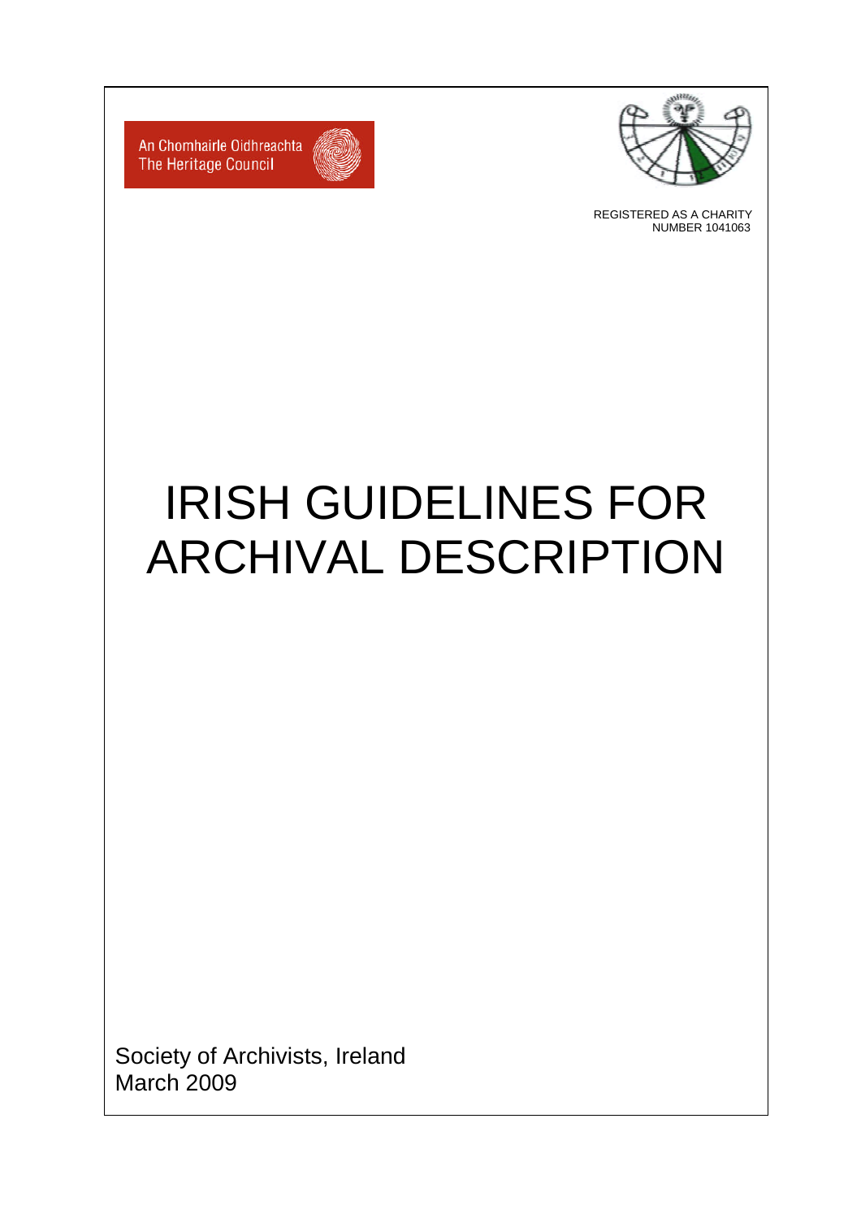An Chomhairle Oidhreachta
The Heritage Council

REGISTERED AS A CHARITY
NUMBER 1041063

# IRISH GUIDELINES FOR ARCHIVAL DESCRIPTION

Society of Archivists, Ireland
March 2009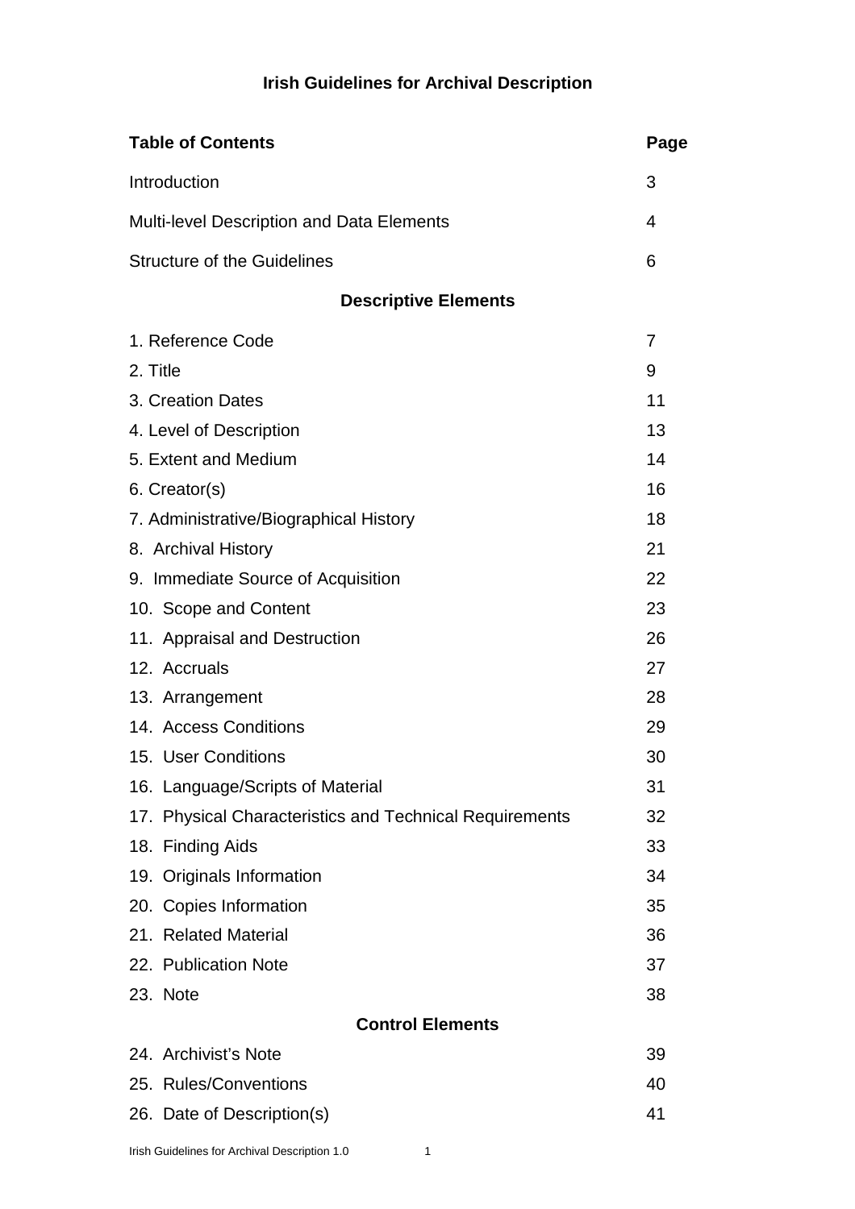# Irish Guidelines for Archival Description

| Table of Contents | Page |
|---|---|
| Introduction | 3 |
| Multi-level Description and Data Elements | 4 |
| Structure of the Guidelines | 6 |
| **Descriptive Elements** | |
| 1. Reference Code | 7 |
| 2. Title | 9 |
| 3. Creation Dates | 11 |
| 4. Level of Description | 13 |
| 5. Extent and Medium | 14 |
| 6. Creator(s) | 16 |
| 7. Administrative/Biographical History | 18 |
| 8. Archival History | 21 |
| 9. Immediate Source of Acquisition | 22 |
| 10. Scope and Content | 23 |
| 11. Appraisal and Destruction | 26 |
| 12. Accruals | 27 |
| 13. Arrangement | 28 |
| 14. Access Conditions | 29 |
| 15. User Conditions | 30 |
| 16. Language/Scripts of Material | 31 |
| 17. Physical Characteristics and Technical Requirements | 32 |
| 18. Finding Aids | 33 |
| 19. Originals Information | 34 |
| 20. Copies Information | 35 |
| 21. Related Material | 36 |
| 22. Publication Note | 37 |
| 23. Note | 38 |
| **Control Elements** | |
| 24. Archivist's Note | 39 |
| 25. Rules/Conventions | 40 |
| 26. Date of Description(s) | 41 |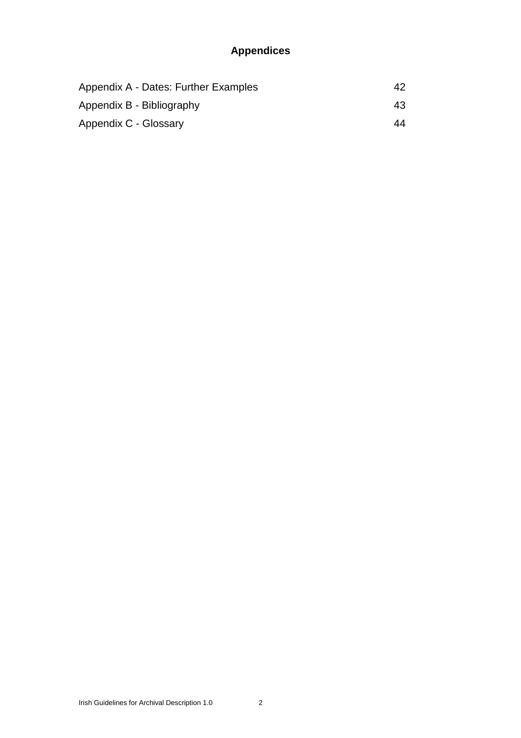## Appendices

| | |
|---|---|
| Appendix A - Dates: Further Examples | 42 |
| Appendix B - Bibliography | 43 |
| Appendix C - Glossary | 44 |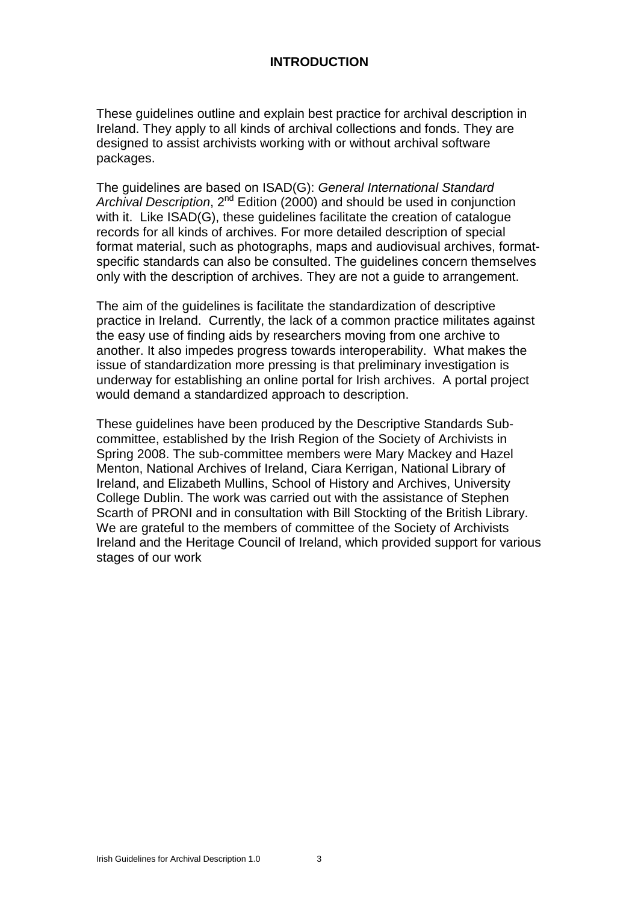# INTRODUCTION

These guidelines outline and explain best practice for archival description in Ireland. They apply to all kinds of archival collections and fonds. They are designed to assist archivists working with or without archival software packages.

The guidelines are based on ISAD(G): *General International Standard Archival Description*, 2nd Edition (2000) and should be used in conjunction with it. Like ISAD(G), these guidelines facilitate the creation of catalogue records for all kinds of archives. For more detailed description of special format material, such as photographs, maps and audiovisual archives, format-specific standards can also be consulted. The guidelines concern themselves only with the description of archives. They are not a guide to arrangement.

The aim of the guidelines is facilitate the standardization of descriptive practice in Ireland. Currently, the lack of a common practice militates against the easy use of finding aids by researchers moving from one archive to another. It also impedes progress towards interoperability. What makes the issue of standardization more pressing is that preliminary investigation is underway for establishing an online portal for Irish archives. A portal project would demand a standardized approach to description.

These guidelines have been produced by the Descriptive Standards Sub-committee, established by the Irish Region of the Society of Archivists in Spring 2008. The sub-committee members were Mary Mackey and Hazel Menton, National Archives of Ireland, Ciara Kerrigan, National Library of Ireland, and Elizabeth Mullins, School of History and Archives, University College Dublin. The work was carried out with the assistance of Stephen Scarth of PRONI and in consultation with Bill Stockting of the British Library. We are grateful to the members of committee of the Society of Archivists Ireland and the Heritage Council of Ireland, which provided support for various stages of our work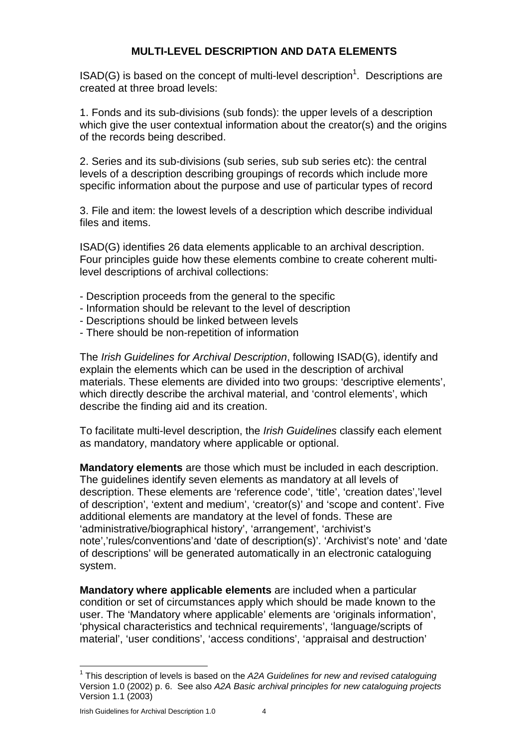## MULTI-LEVEL DESCRIPTION AND DATA ELEMENTS

ISAD(G) is based on the concept of multi-level description[1]. Descriptions are created at three broad levels:

1. Fonds and its sub-divisions (sub fonds): the upper levels of a description which give the user contextual information about the creator(s) and the origins of the records being described.

2. Series and its sub-divisions (sub series, sub sub series etc): the central levels of a description describing groupings of records which include more specific information about the purpose and use of particular types of record

3. File and item: the lowest levels of a description which describe individual files and items.

ISAD(G) identifies 26 data elements applicable to an archival description. Four principles guide how these elements combine to create coherent multi-level descriptions of archival collections:

- Description proceeds from the general to the specific
- Information should be relevant to the level of description
- Descriptions should be linked between levels
- There should be non-repetition of information

The *Irish Guidelines for Archival Description*, following ISAD(G), identify and explain the elements which can be used in the description of archival materials. These elements are divided into two groups: 'descriptive elements', which directly describe the archival material, and 'control elements', which describe the finding aid and its creation.

To facilitate multi-level description, the *Irish Guidelines* classify each element as mandatory, mandatory where applicable or optional.

**Mandatory elements** are those which must be included in each description. The guidelines identify seven elements as mandatory at all levels of description. These elements are 'reference code', 'title', 'creation dates','level of description', 'extent and medium', 'creator(s)' and 'scope and content'. Five additional elements are mandatory at the level of fonds. These are 'administrative/biographical history', 'arrangement', 'archivist's note','rules/conventions'and 'date of description(s)'. 'Archivist's note' and 'date of descriptions' will be generated automatically in an electronic cataloguing system.

**Mandatory where applicable elements** are included when a particular condition or set of circumstances apply which should be made known to the user. The 'Mandatory where applicable' elements are 'originals information', 'physical characteristics and technical requirements', 'language/scripts of material', 'user conditions', 'access conditions', 'appraisal and destruction'

---

[1] This description of levels is based on the *A2A Guidelines for new and revised cataloguing* Version 1.0 (2002) p. 6. See also *A2A Basic archival principles for new cataloguing projects* Version 1.1 (2003)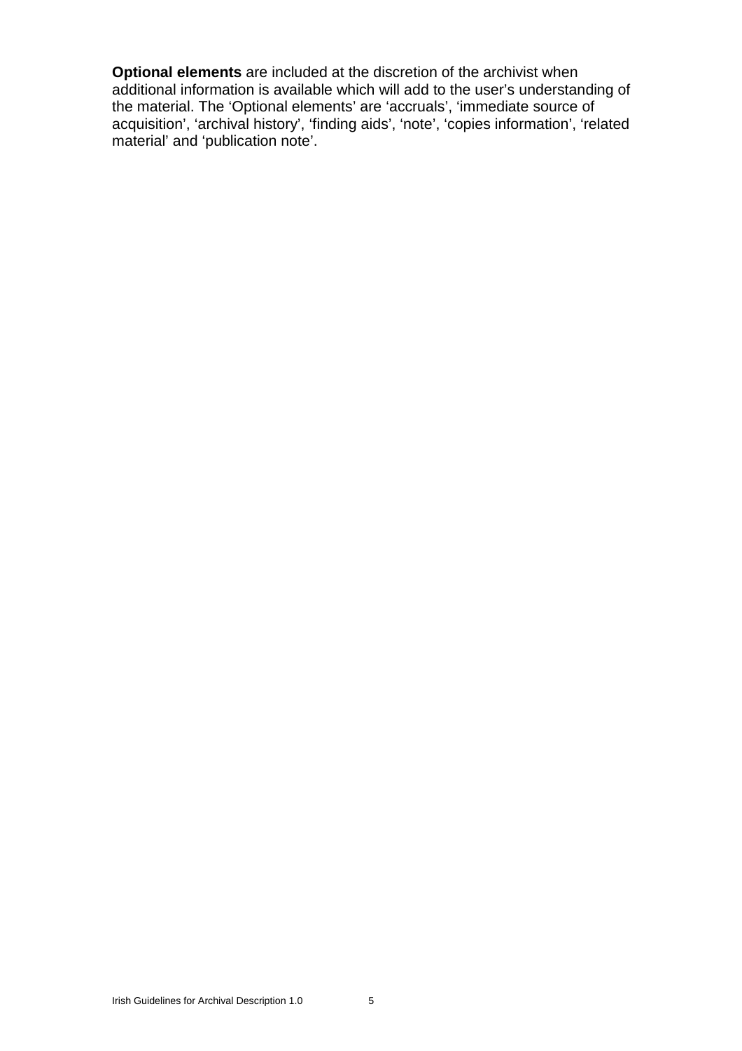**Optional elements** are included at the discretion of the archivist when additional information is available which will add to the user's understanding of the material. The 'Optional elements' are 'accruals', 'immediate source of acquisition', 'archival history', 'finding aids', 'note', 'copies information', 'related material' and 'publication note'.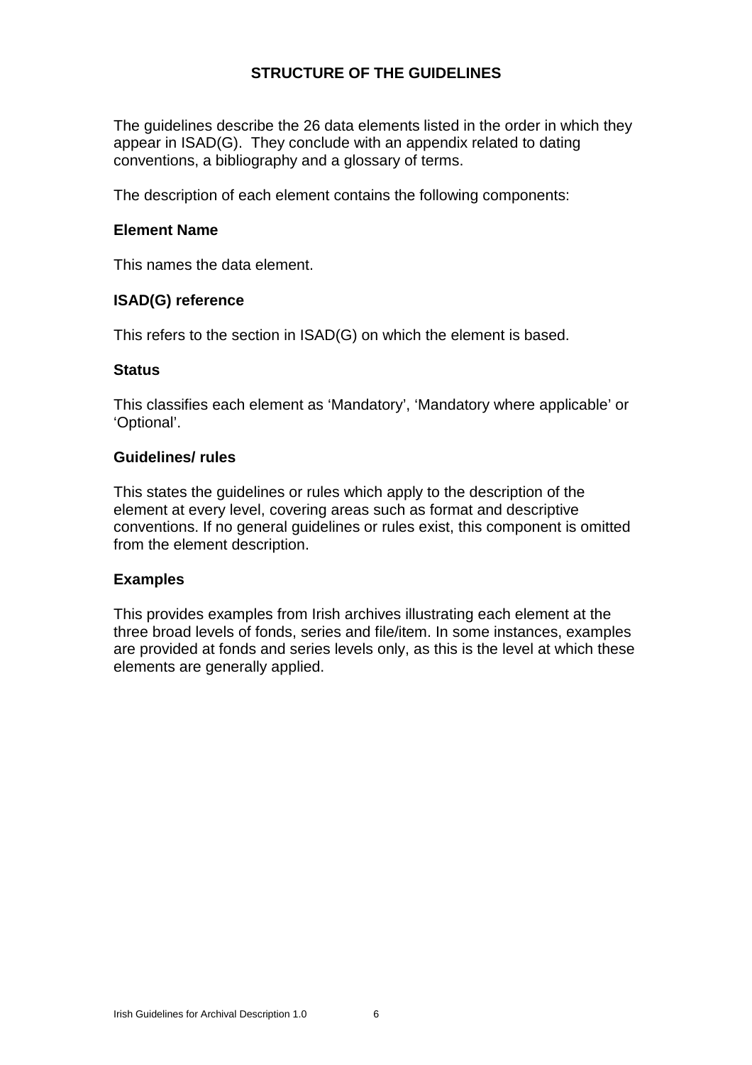## STRUCTURE OF THE GUIDELINES

The guidelines describe the 26 data elements listed in the order in which they appear in ISAD(G). They conclude with an appendix related to dating conventions, a bibliography and a glossary of terms.

The description of each element contains the following components:

### Element Name

This names the data element.

### ISAD(G) reference

This refers to the section in ISAD(G) on which the element is based.

### Status

This classifies each element as 'Mandatory', 'Mandatory where applicable' or 'Optional'.

### Guidelines/ rules

This states the guidelines or rules which apply to the description of the element at every level, covering areas such as format and descriptive conventions. If no general guidelines or rules exist, this component is omitted from the element description.

### Examples

This provides examples from Irish archives illustrating each element at the three broad levels of fonds, series and file/item. In some instances, examples are provided at fonds and series levels only, as this is the level at which these elements are generally applied.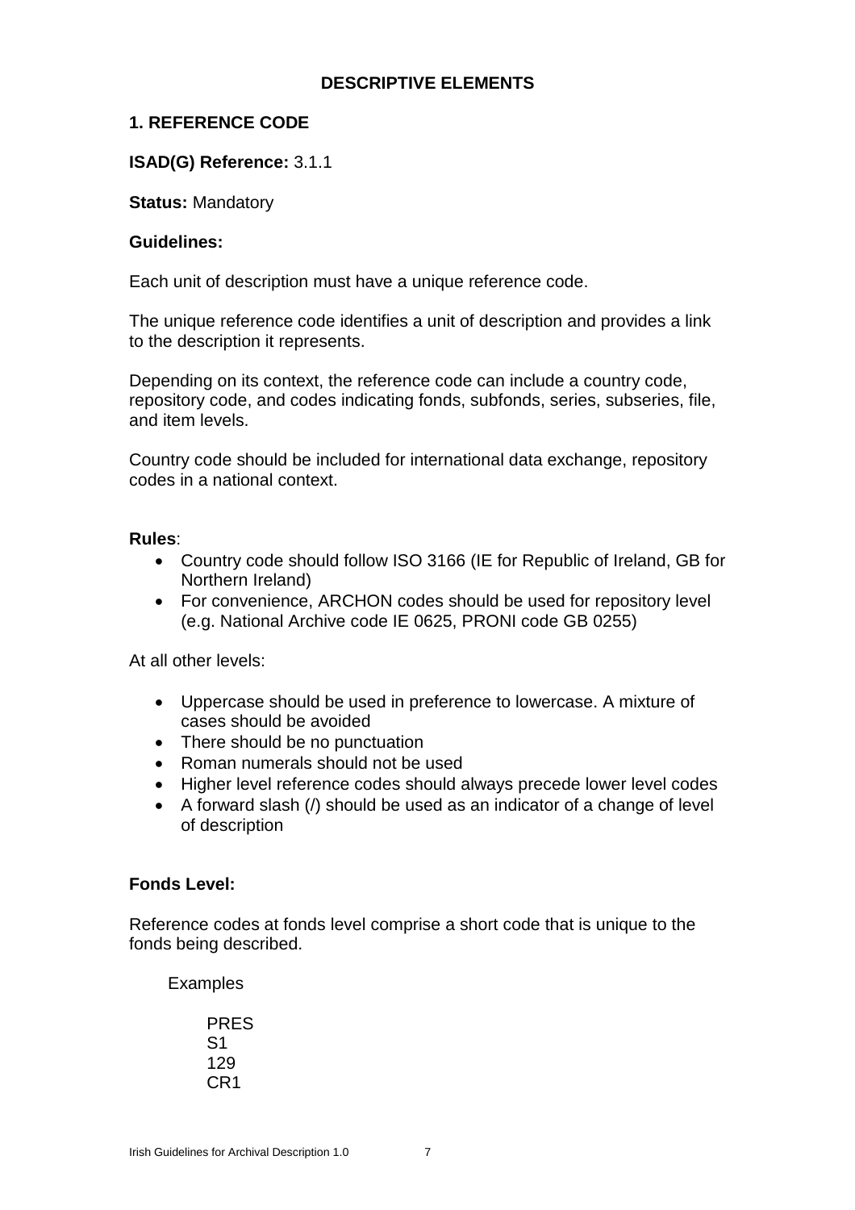## DESCRIPTIVE ELEMENTS

### 1. REFERENCE CODE

**ISAD(G) Reference:** 3.1.1

**Status:** Mandatory

**Guidelines:**

Each unit of description must have a unique reference code.

The unique reference code identifies a unit of description and provides a link to the description it represents.

Depending on its context, the reference code can include a country code, repository code, and codes indicating fonds, subfonds, series, subseries, file, and item levels.

Country code should be included for international data exchange, repository codes in a national context.

**Rules**:

- Country code should follow ISO 3166 (IE for Republic of Ireland, GB for Northern Ireland)
- For convenience, ARCHON codes should be used for repository level (e.g. National Archive code IE 0625, PRONI code GB 0255)

At all other levels:

- Uppercase should be used in preference to lowercase. A mixture of cases should be avoided
- There should be no punctuation
- Roman numerals should not be used
- Higher level reference codes should always precede lower level codes
- A forward slash (/) should be used as an indicator of a change of level of description

**Fonds Level:**

Reference codes at fonds level comprise a short code that is unique to the fonds being described.

Examples

PRES
S1
129
CR1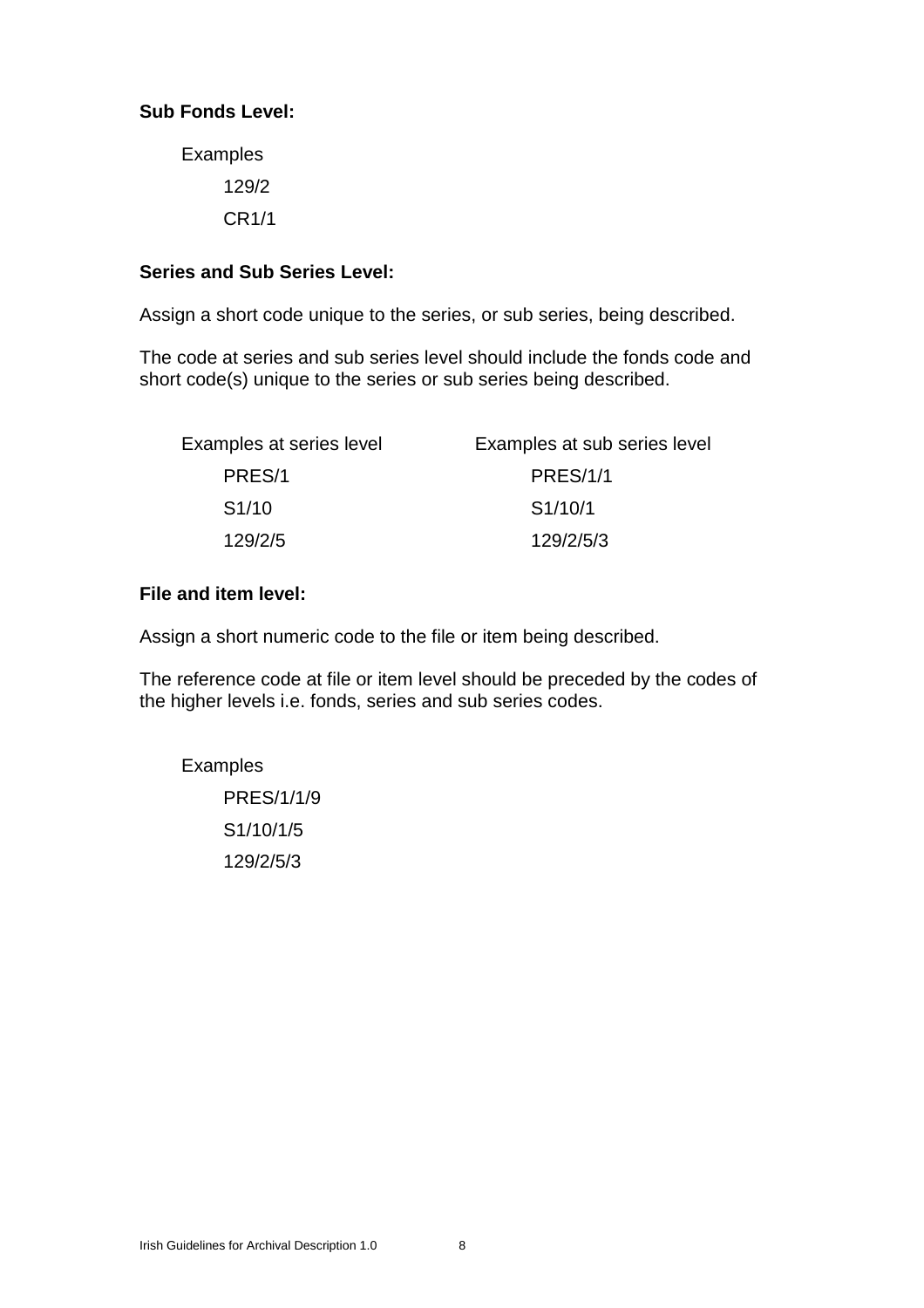**Sub Fonds Level:**

Examples

129/2

CR1/1

**Series and Sub Series Level:**

Assign a short code unique to the series, or sub series, being described.

The code at series and sub series level should include the fonds code and short code(s) unique to the series or sub series being described.

| Examples at series level | Examples at sub series level |
| --- | --- |
| PRES/1 | PRES/1/1 |
| S1/10 | S1/10/1 |
| 129/2/5 | 129/2/5/3 |

**File and item level:**

Assign a short numeric code to the file or item being described.

The reference code at file or item level should be preceded by the codes of the higher levels i.e. fonds, series and sub series codes.

Examples

PRES/1/1/9

S1/10/1/5

129/2/5/3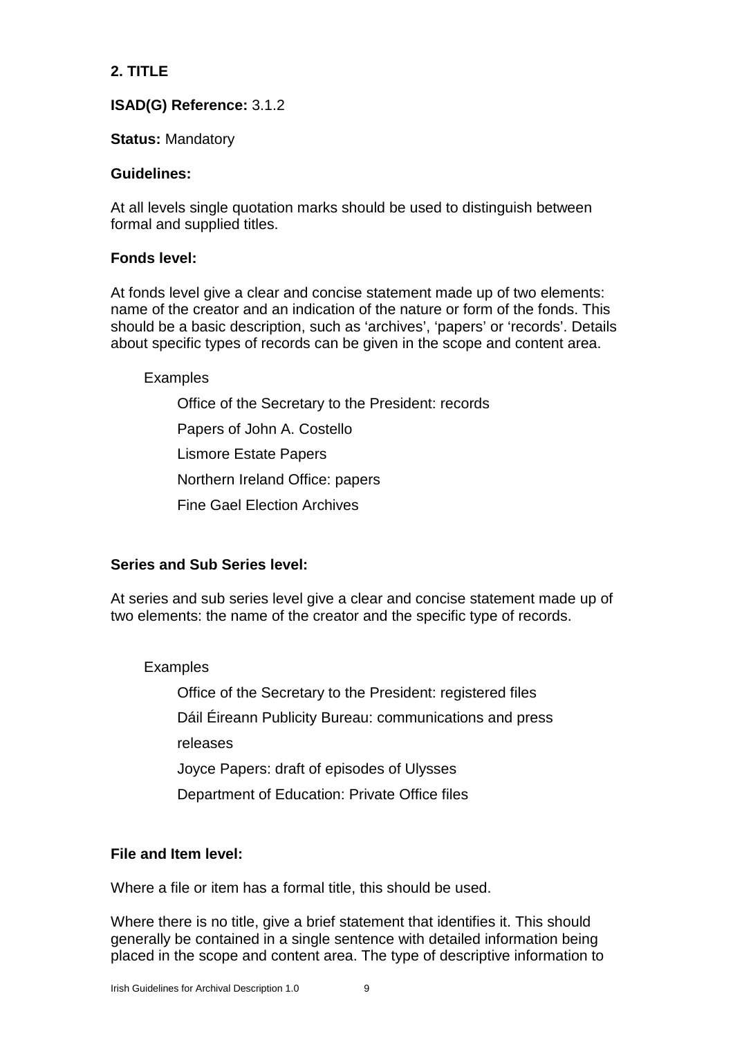**2. TITLE**

**ISAD(G) Reference:** 3.1.2

**Status:** Mandatory

**Guidelines:**

At all levels single quotation marks should be used to distinguish between formal and supplied titles.

**Fonds level:**

At fonds level give a clear and concise statement made up of two elements: name of the creator and an indication of the nature or form of the fonds. This should be a basic description, such as 'archives', 'papers' or 'records'. Details about specific types of records can be given in the scope and content area.

Examples

Office of the Secretary to the President: records

Papers of John A. Costello

Lismore Estate Papers

Northern Ireland Office: papers

Fine Gael Election Archives

**Series and Sub Series level:**

At series and sub series level give a clear and concise statement made up of two elements: the name of the creator and the specific type of records.

Examples

Office of the Secretary to the President: registered files

Dáil Éireann Publicity Bureau: communications and press releases

Joyce Papers: draft of episodes of Ulysses

Department of Education: Private Office files

**File and Item level:**

Where a file or item has a formal title, this should be used.

Where there is no title, give a brief statement that identifies it. This should generally be contained in a single sentence with detailed information being placed in the scope and content area. The type of descriptive information to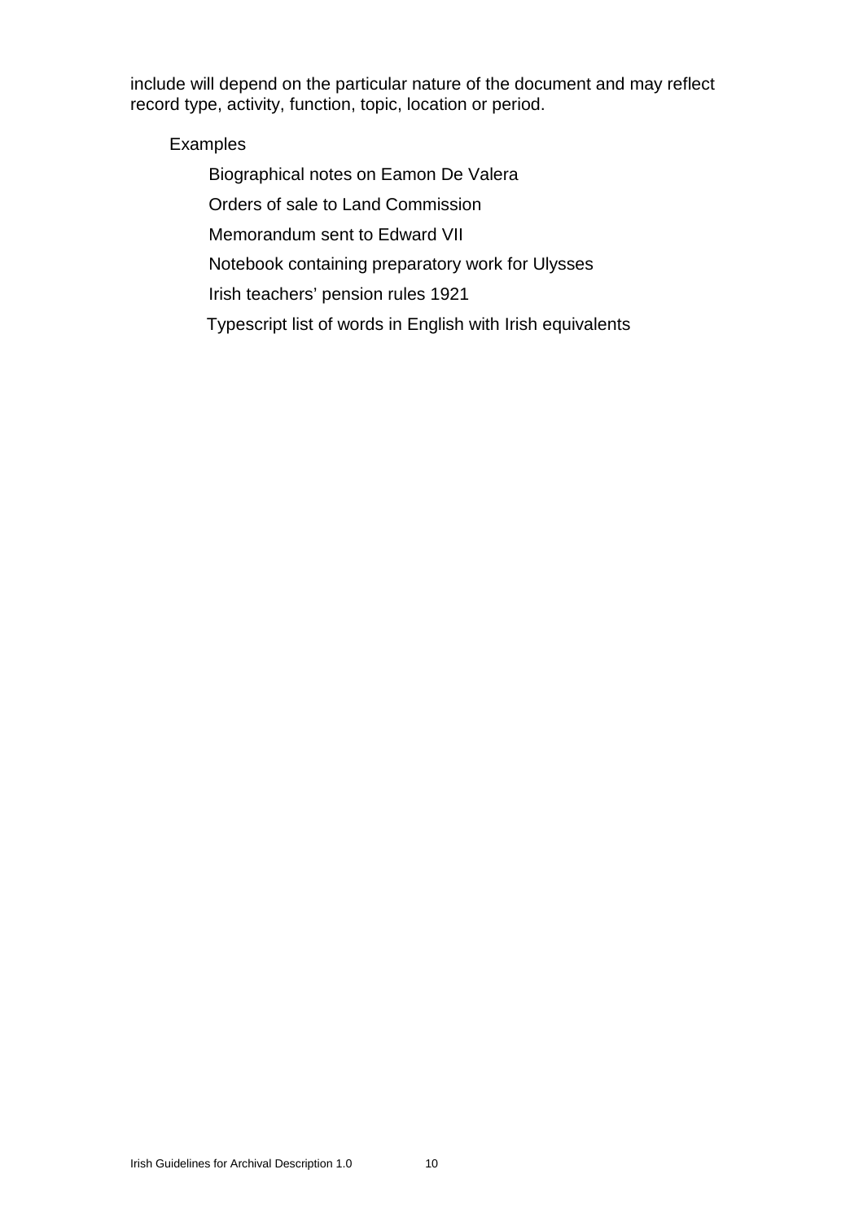include will depend on the particular nature of the document and may reflect record type, activity, function, topic, location or period.

Examples

Biographical notes on Eamon De Valera

Orders of sale to Land Commission

Memorandum sent to Edward VII

Notebook containing preparatory work for Ulysses

Irish teachers' pension rules 1921

Typescript list of words in English with Irish equivalents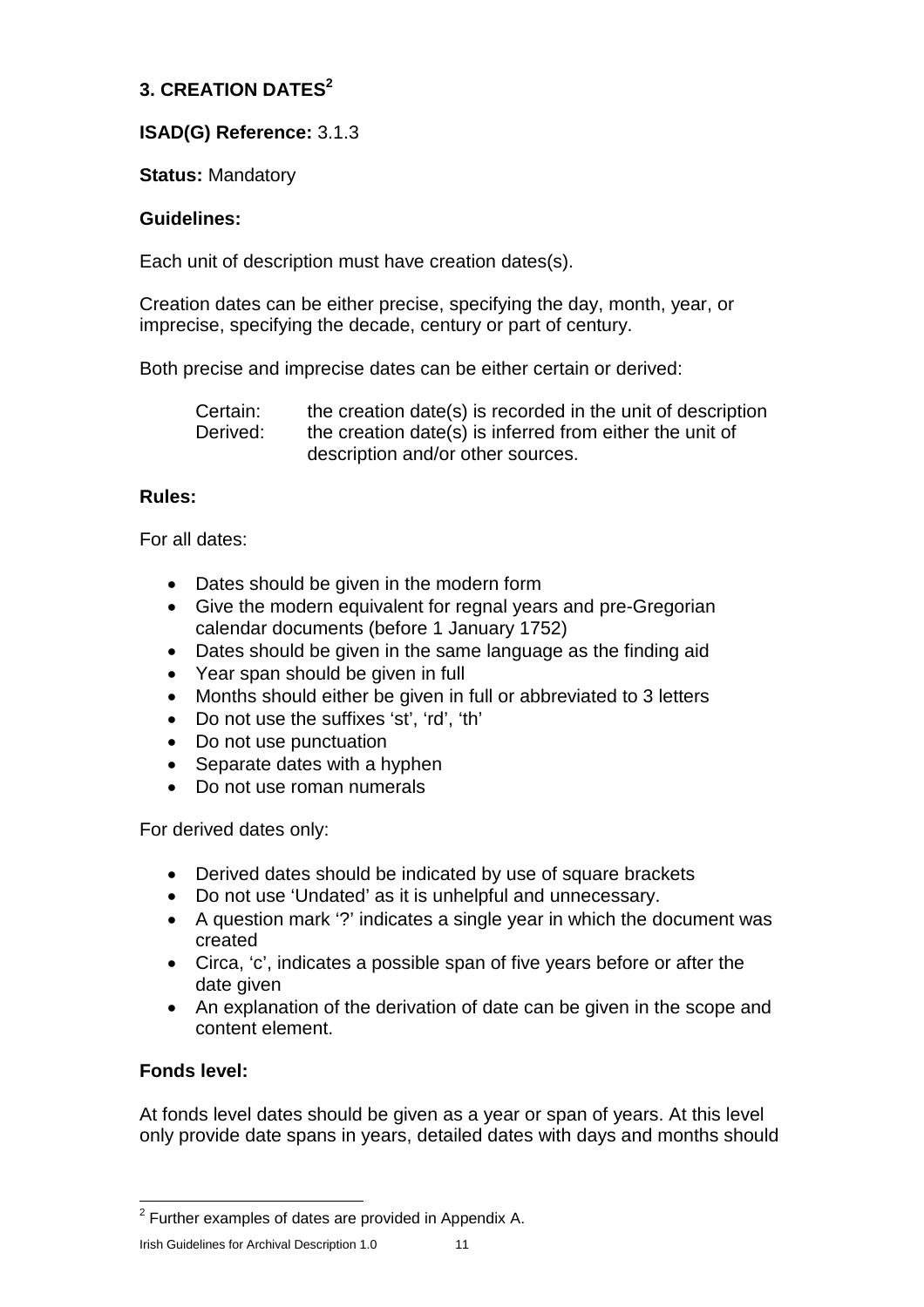## 3. CREATION DATES[2]

**ISAD(G) Reference:** 3.1.3

**Status:** Mandatory

**Guidelines:**

Each unit of description must have creation dates(s).

Creation dates can be either precise, specifying the day, month, year, or imprecise, specifying the decade, century or part of century.

Both precise and imprecise dates can be either certain or derived:

| | |
|---|---|
| Certain: | the creation date(s) is recorded in the unit of description |
| Derived: | the creation date(s) is inferred from either the unit of description and/or other sources. |

**Rules:**

For all dates:

- Dates should be given in the modern form
- Give the modern equivalent for regnal years and pre-Gregorian calendar documents (before 1 January 1752)
- Dates should be given in the same language as the finding aid
- Year span should be given in full
- Months should either be given in full or abbreviated to 3 letters
- Do not use the suffixes 'st', 'rd', 'th'
- Do not use punctuation
- Separate dates with a hyphen
- Do not use roman numerals

For derived dates only:

- Derived dates should be indicated by use of square brackets
- Do not use 'Undated' as it is unhelpful and unnecessary.
- A question mark '?' indicates a single year in which the document was created
- Circa, 'c', indicates a possible span of five years before or after the date given
- An explanation of the derivation of date can be given in the scope and content element.

**Fonds level:**

At fonds level dates should be given as a year or span of years. At this level only provide date spans in years, detailed dates with days and months should

[2] Further examples of dates are provided in Appendix A.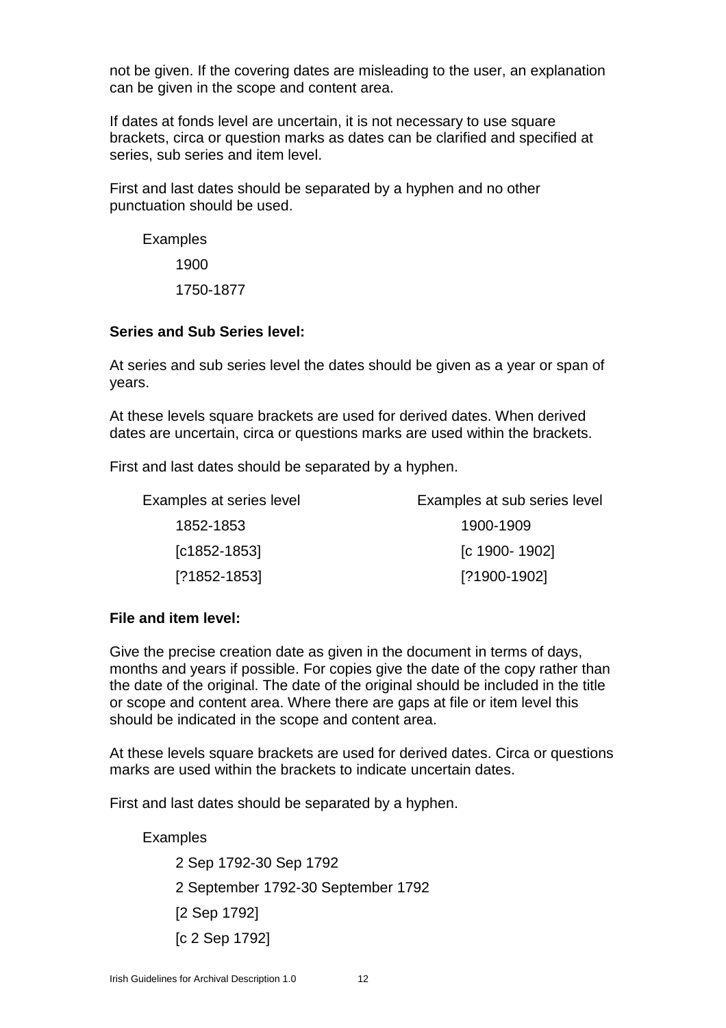not be given. If the covering dates are misleading to the user, an explanation can be given in the scope and content area.

If dates at fonds level are uncertain, it is not necessary to use square brackets, circa or question marks as dates can be clarified and specified at series, sub series and item level.

First and last dates should be separated by a hyphen and no other punctuation should be used.

Examples

1900

1750-1877

**Series and Sub Series level:**

At series and sub series level the dates should be given as a year or span of years.

At these levels square brackets are used for derived dates. When derived dates are uncertain, circa or questions marks are used within the brackets.

First and last dates should be separated by a hyphen.

| Examples at series level | Examples at sub series level |
|---|---|
| 1852-1853 | 1900-1909 |
| [c1852-1853] | [c 1900- 1902] |
| [?1852-1853] | [?1900-1902] |

**File and item level:**

Give the precise creation date as given in the document in terms of days, months and years if possible. For copies give the date of the copy rather than the date of the original. The date of the original should be included in the title or scope and content area. Where there are gaps at file or item level this should be indicated in the scope and content area.

At these levels square brackets are used for derived dates. Circa or questions marks are used within the brackets to indicate uncertain dates.

First and last dates should be separated by a hyphen.

Examples

2 Sep 1792-30 Sep 1792

2 September 1792-30 September 1792

[2 Sep 1792]

[c 2 Sep 1792]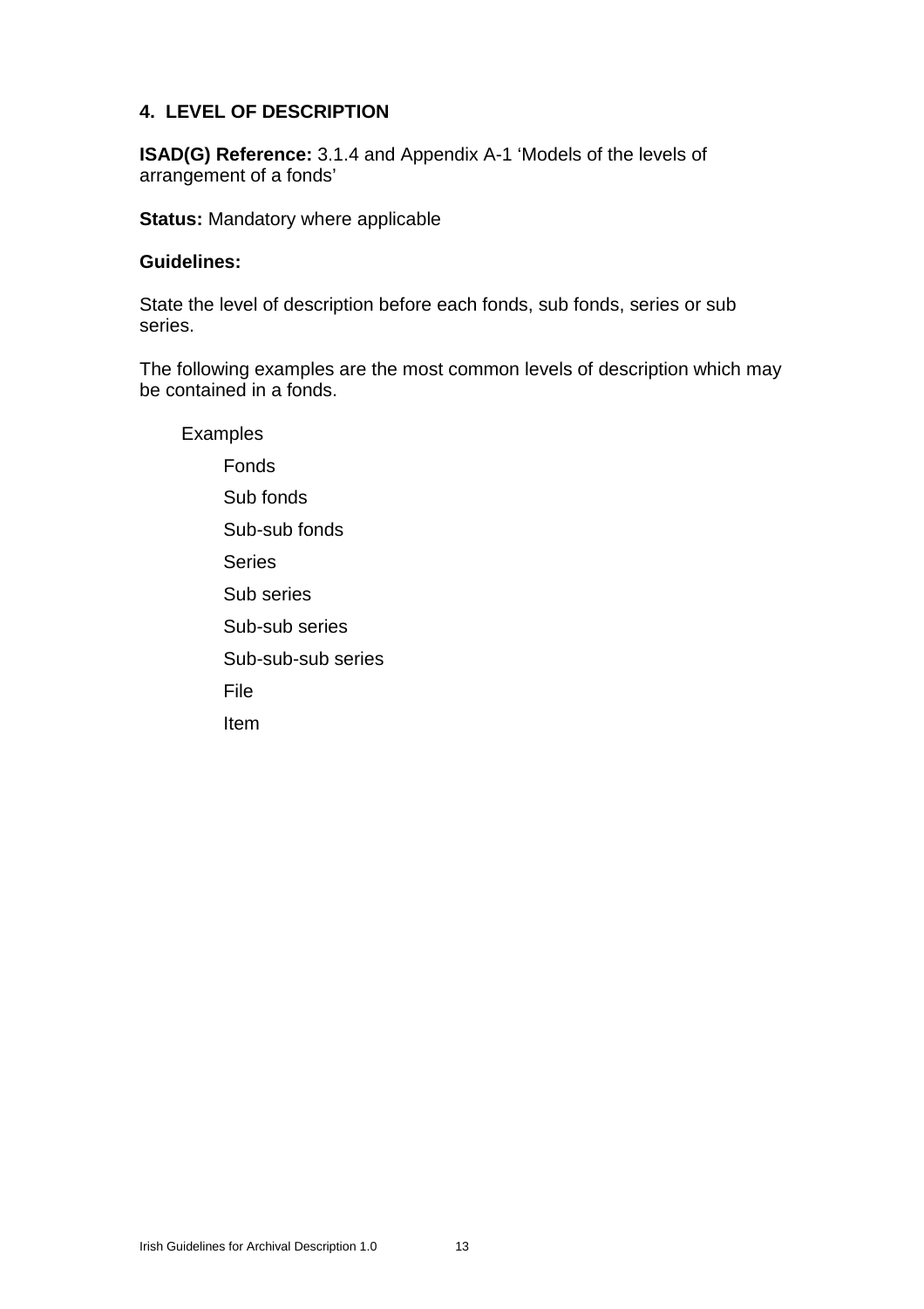## 4. LEVEL OF DESCRIPTION

**ISAD(G) Reference:** 3.1.4 and Appendix A-1 'Models of the levels of arrangement of a fonds'

**Status:** Mandatory where applicable

**Guidelines:**

State the level of description before each fonds, sub fonds, series or sub series.

The following examples are the most common levels of description which may be contained in a fonds.

Examples

- Fonds
- Sub fonds
- Sub-sub fonds
- Series
- Sub series
- Sub-sub series
- Sub-sub-sub series
- File
- Item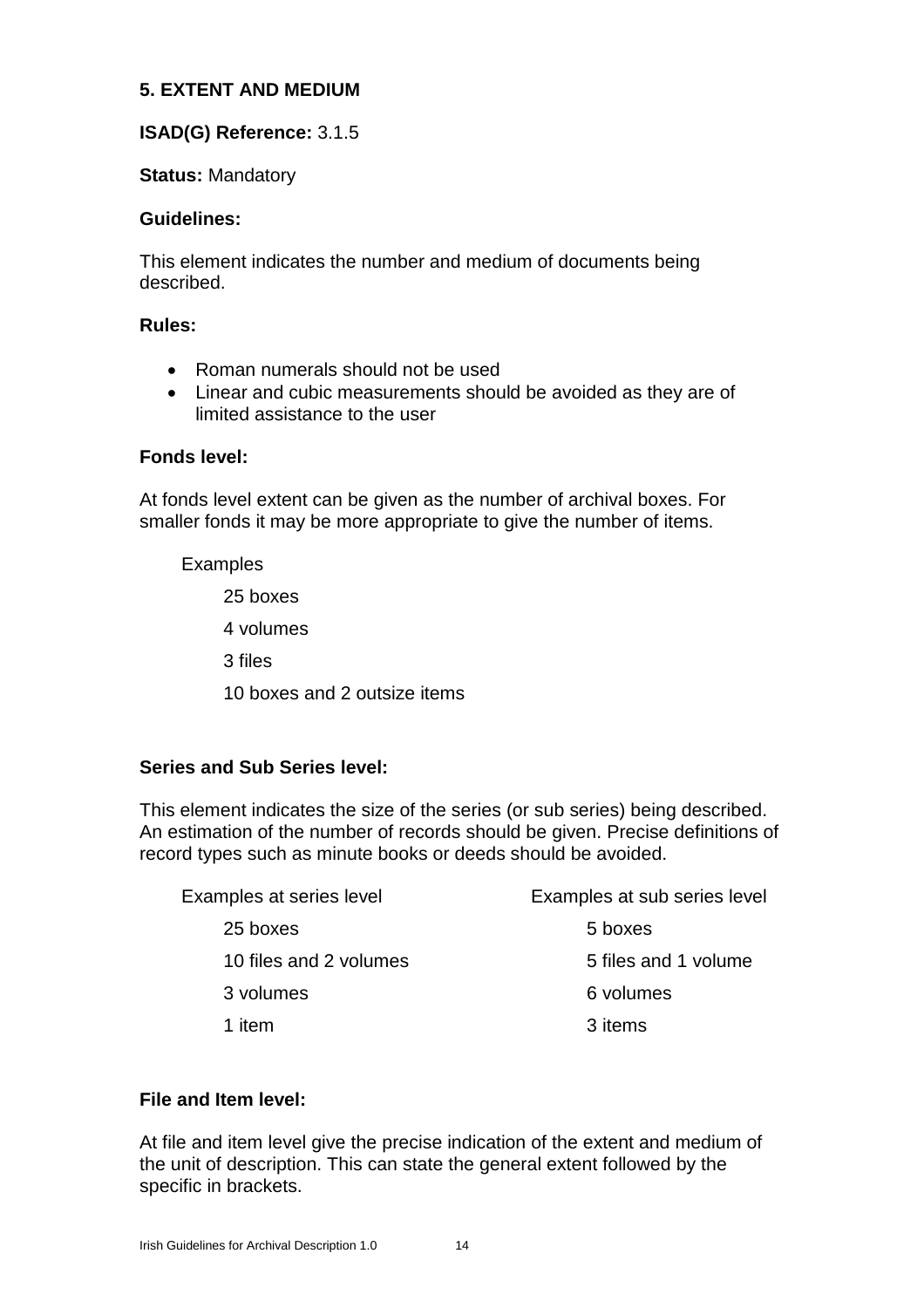### 5. EXTENT AND MEDIUM

**ISAD(G) Reference:** 3.1.5

**Status:** Mandatory

**Guidelines:**

This element indicates the number and medium of documents being described.

**Rules:**

- Roman numerals should not be used
- Linear and cubic measurements should be avoided as they are of limited assistance to the user

**Fonds level:**

At fonds level extent can be given as the number of archival boxes. For smaller fonds it may be more appropriate to give the number of items.

Examples

25 boxes

4 volumes

3 files

10 boxes and 2 outsize items

**Series and Sub Series level:**

This element indicates the size of the series (or sub series) being described. An estimation of the number of records should be given. Precise definitions of record types such as minute books or deeds should be avoided.

| Examples at series level | Examples at sub series level |
| --- | --- |
| 25 boxes | 5 boxes |
| 10 files and 2 volumes | 5 files and 1 volume |
| 3 volumes | 6 volumes |
| 1 item | 3 items |

**File and Item level:**

At file and item level give the precise indication of the extent and medium of the unit of description. This can state the general extent followed by the specific in brackets.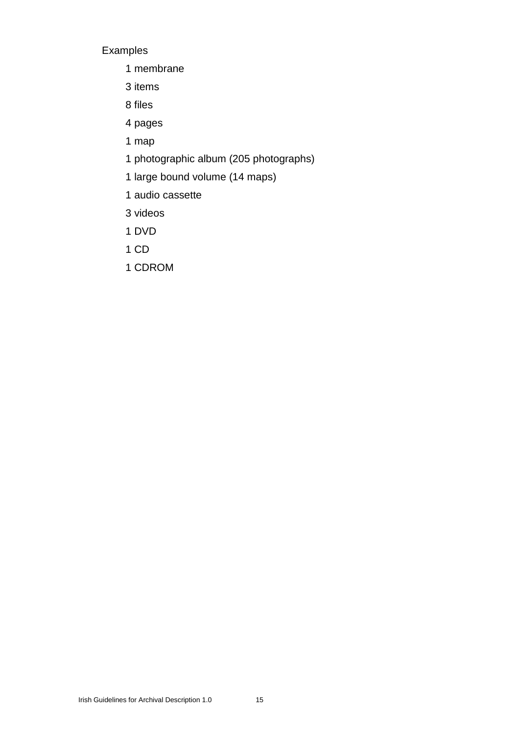Examples

1 membrane

3 items

8 files

4 pages

1 map

1 photographic album (205 photographs)

1 large bound volume (14 maps)

1 audio cassette

3 videos

1 DVD

1 CD

1 CDROM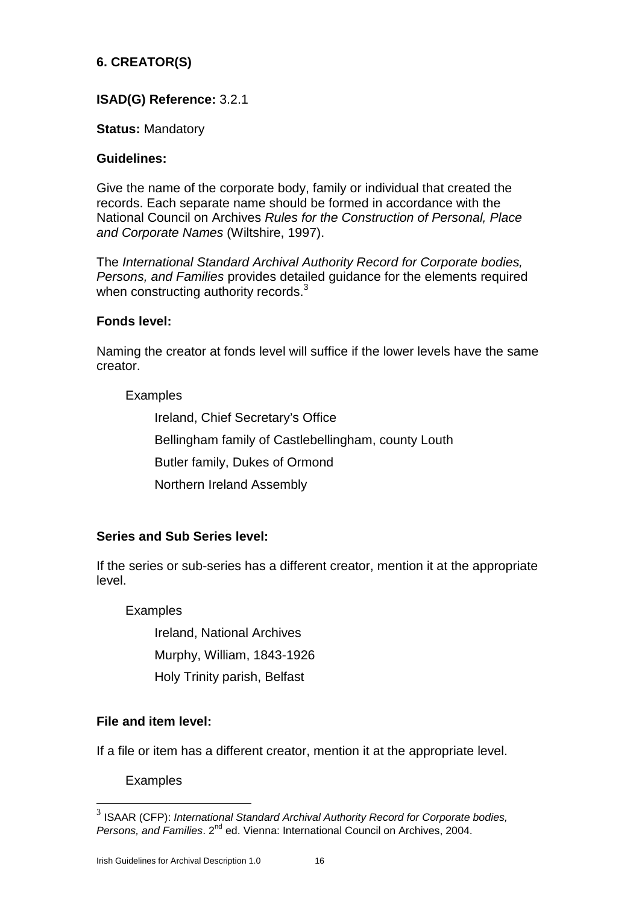## 6. CREATOR(S)

**ISAD(G) Reference:** 3.2.1

**Status:** Mandatory

**Guidelines:**

Give the name of the corporate body, family or individual that created the records. Each separate name should be formed in accordance with the National Council on Archives *Rules for the Construction of Personal, Place and Corporate Names* (Wiltshire, 1997).

The *International Standard Archival Authority Record for Corporate bodies, Persons, and Families* provides detailed guidance for the elements required when constructing authority records.[3]

**Fonds level:**

Naming the creator at fonds level will suffice if the lower levels have the same creator.

Examples

Ireland, Chief Secretary's Office

Bellingham family of Castlebellingham, county Louth

Butler family, Dukes of Ormond

Northern Ireland Assembly

**Series and Sub Series level:**

If the series or sub-series has a different creator, mention it at the appropriate level.

Examples

Ireland, National Archives

Murphy, William, 1843-1926

Holy Trinity parish, Belfast

**File and item level:**

If a file or item has a different creator, mention it at the appropriate level.

Examples

[3] ISAAR (CFP): *International Standard Archival Authority Record for Corporate bodies, Persons, and Families*. 2nd ed. Vienna: International Council on Archives, 2004.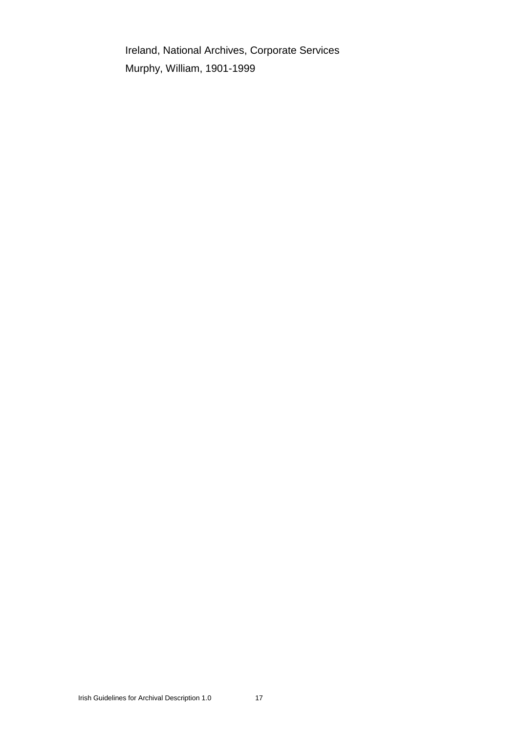Ireland, National Archives, Corporate Services

Murphy, William, 1901-1999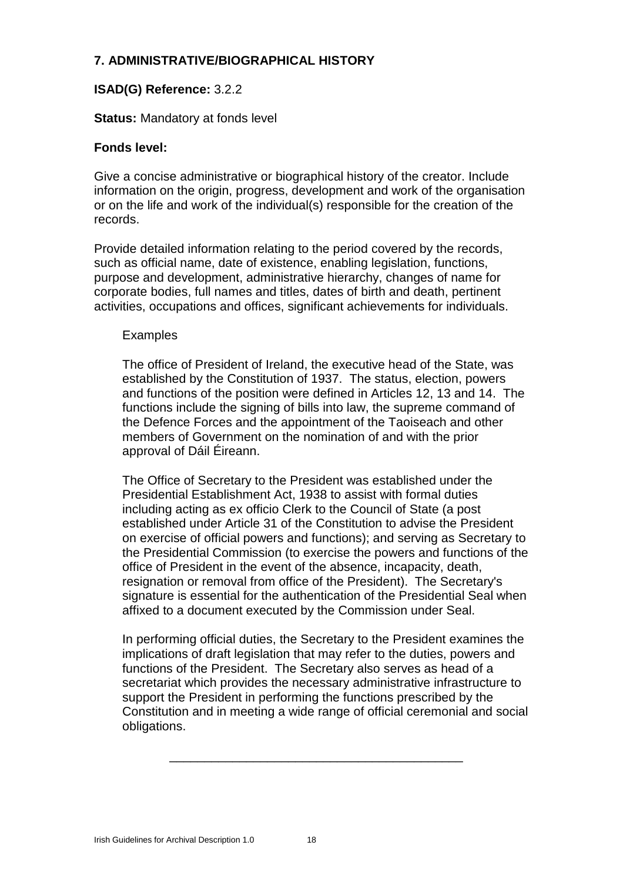## 7. ADMINISTRATIVE/BIOGRAPHICAL HISTORY

**ISAD(G) Reference:** 3.2.2

**Status:** Mandatory at fonds level

**Fonds level:**

Give a concise administrative or biographical history of the creator. Include information on the origin, progress, development and work of the organisation or on the life and work of the individual(s) responsible for the creation of the records.

Provide detailed information relating to the period covered by the records, such as official name, date of existence, enabling legislation, functions, purpose and development, administrative hierarchy, changes of name for corporate bodies, full names and titles, dates of birth and death, pertinent activities, occupations and offices, significant achievements for individuals.

> Examples
>
> The office of President of Ireland, the executive head of the State, was established by the Constitution of 1937. The status, election, powers and functions of the position were defined in Articles 12, 13 and 14. The functions include the signing of bills into law, the supreme command of the Defence Forces and the appointment of the Taoiseach and other members of Government on the nomination of and with the prior approval of Dáil Éireann.
>
> The Office of Secretary to the President was established under the Presidential Establishment Act, 1938 to assist with formal duties including acting as ex officio Clerk to the Council of State (a post established under Article 31 of the Constitution to advise the President on exercise of official powers and functions); and serving as Secretary to the Presidential Commission (to exercise the powers and functions of the office of President in the event of the absence, incapacity, death, resignation or removal from office of the President). The Secretary's signature is essential for the authentication of the Presidential Seal when affixed to a document executed by the Commission under Seal.
>
> In performing official duties, the Secretary to the President examines the implications of draft legislation that may refer to the duties, powers and functions of the President. The Secretary also serves as head of a secretariat which provides the necessary administrative infrastructure to support the President in performing the functions prescribed by the Constitution and in meeting a wide range of official ceremonial and social obligations.

---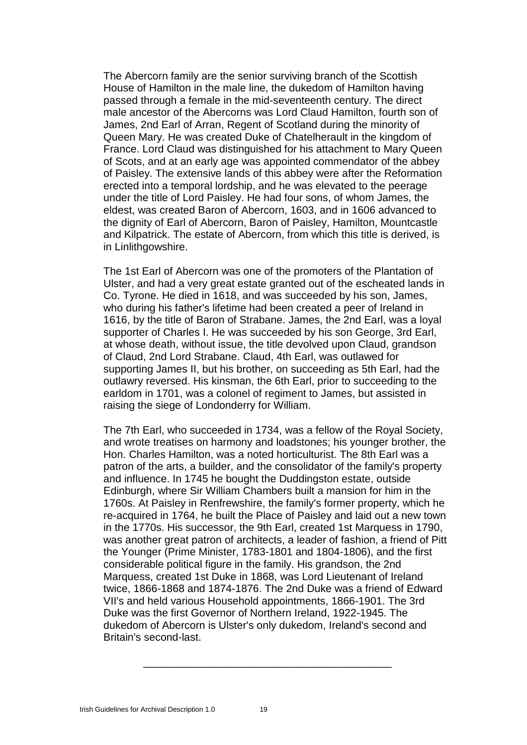The Abercorn family are the senior surviving branch of the Scottish House of Hamilton in the male line, the dukedom of Hamilton having passed through a female in the mid-seventeenth century. The direct male ancestor of the Abercorns was Lord Claud Hamilton, fourth son of James, 2nd Earl of Arran, Regent of Scotland during the minority of Queen Mary. He was created Duke of Chatelherault in the kingdom of France. Lord Claud was distinguished for his attachment to Mary Queen of Scots, and at an early age was appointed commendator of the abbey of Paisley. The extensive lands of this abbey were after the Reformation erected into a temporal lordship, and he was elevated to the peerage under the title of Lord Paisley. He had four sons, of whom James, the eldest, was created Baron of Abercorn, 1603, and in 1606 advanced to the dignity of Earl of Abercorn, Baron of Paisley, Hamilton, Mountcastle and Kilpatrick. The estate of Abercorn, from which this title is derived, is in Linlithgowshire.

The 1st Earl of Abercorn was one of the promoters of the Plantation of Ulster, and had a very great estate granted out of the escheated lands in Co. Tyrone. He died in 1618, and was succeeded by his son, James, who during his father's lifetime had been created a peer of Ireland in 1616, by the title of Baron of Strabane. James, the 2nd Earl, was a loyal supporter of Charles I. He was succeeded by his son George, 3rd Earl, at whose death, without issue, the title devolved upon Claud, grandson of Claud, 2nd Lord Strabane. Claud, 4th Earl, was outlawed for supporting James II, but his brother, on succeeding as 5th Earl, had the outlawry reversed. His kinsman, the 6th Earl, prior to succeeding to the earldom in 1701, was a colonel of regiment to James, but assisted in raising the siege of Londonderry for William.

The 7th Earl, who succeeded in 1734, was a fellow of the Royal Society, and wrote treatises on harmony and loadstones; his younger brother, the Hon. Charles Hamilton, was a noted horticulturist. The 8th Earl was a patron of the arts, a builder, and the consolidator of the family's property and influence. In 1745 he bought the Duddingston estate, outside Edinburgh, where Sir William Chambers built a mansion for him in the 1760s. At Paisley in Renfrewshire, the family's former property, which he re-acquired in 1764, he built the Place of Paisley and laid out a new town in the 1770s. His successor, the 9th Earl, created 1st Marquess in 1790, was another great patron of architects, a leader of fashion, a friend of Pitt the Younger (Prime Minister, 1783-1801 and 1804-1806), and the first considerable political figure in the family. His grandson, the 2nd Marquess, created 1st Duke in 1868, was Lord Lieutenant of Ireland twice, 1866-1868 and 1874-1876. The 2nd Duke was a friend of Edward VII's and held various Household appointments, 1866-1901. The 3rd Duke was the first Governor of Northern Ireland, 1922-1945. The dukedom of Abercorn is Ulster's only dukedom, Ireland's second and Britain's second-last.

---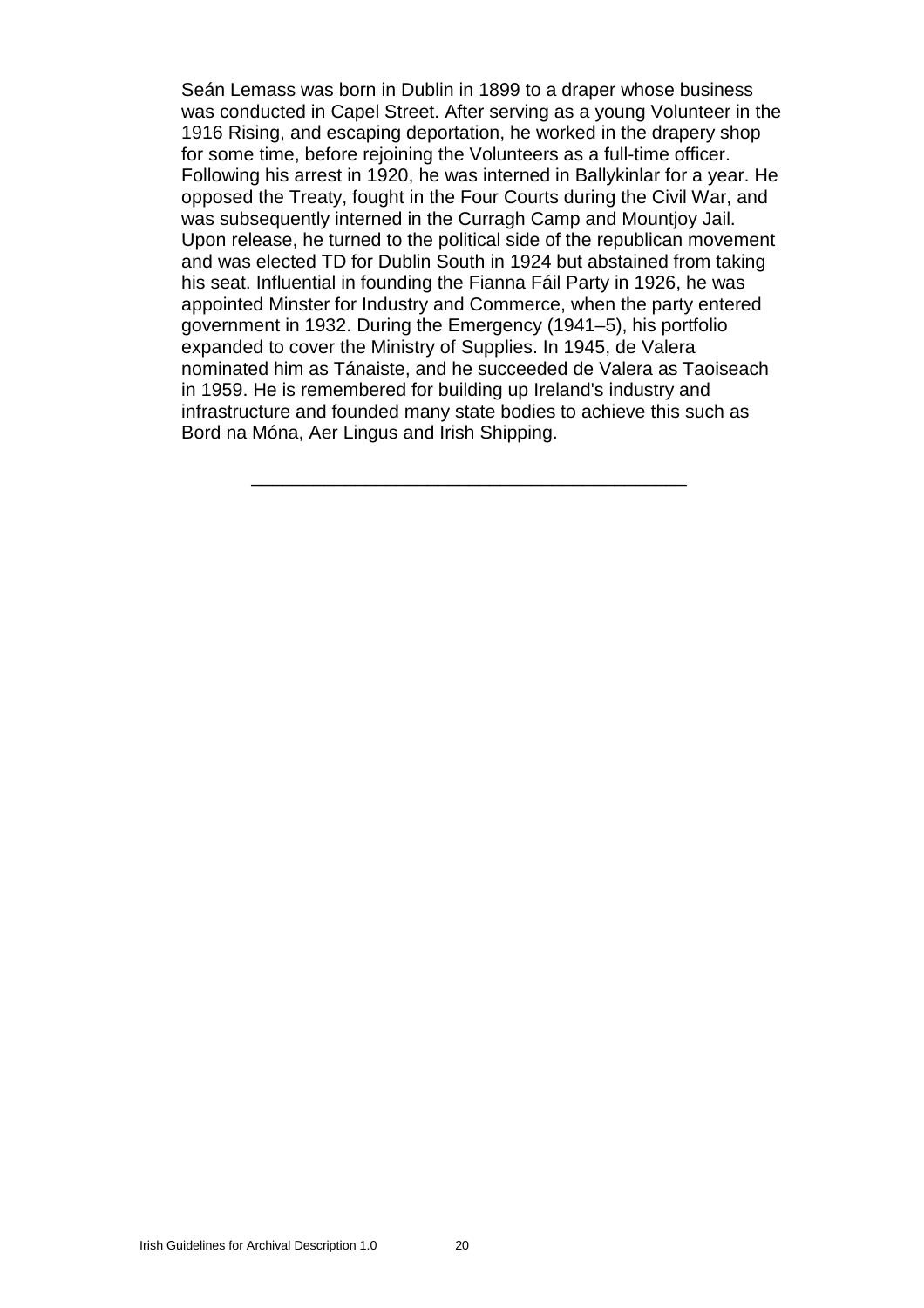Seán Lemass was born in Dublin in 1899 to a draper whose business was conducted in Capel Street. After serving as a young Volunteer in the 1916 Rising, and escaping deportation, he worked in the drapery shop for some time, before rejoining the Volunteers as a full-time officer. Following his arrest in 1920, he was interned in Ballykinlar for a year. He opposed the Treaty, fought in the Four Courts during the Civil War, and was subsequently interned in the Curragh Camp and Mountjoy Jail. Upon release, he turned to the political side of the republican movement and was elected TD for Dublin South in 1924 but abstained from taking his seat. Influential in founding the Fianna Fáil Party in 1926, he was appointed Minster for Industry and Commerce, when the party entered government in 1932. During the Emergency (1941–5), his portfolio expanded to cover the Ministry of Supplies. In 1945, de Valera nominated him as Tánaiste, and he succeeded de Valera as Taoiseach in 1959. He is remembered for building up Ireland's industry and infrastructure and founded many state bodies to achieve this such as Bord na Móna, Aer Lingus and Irish Shipping.

---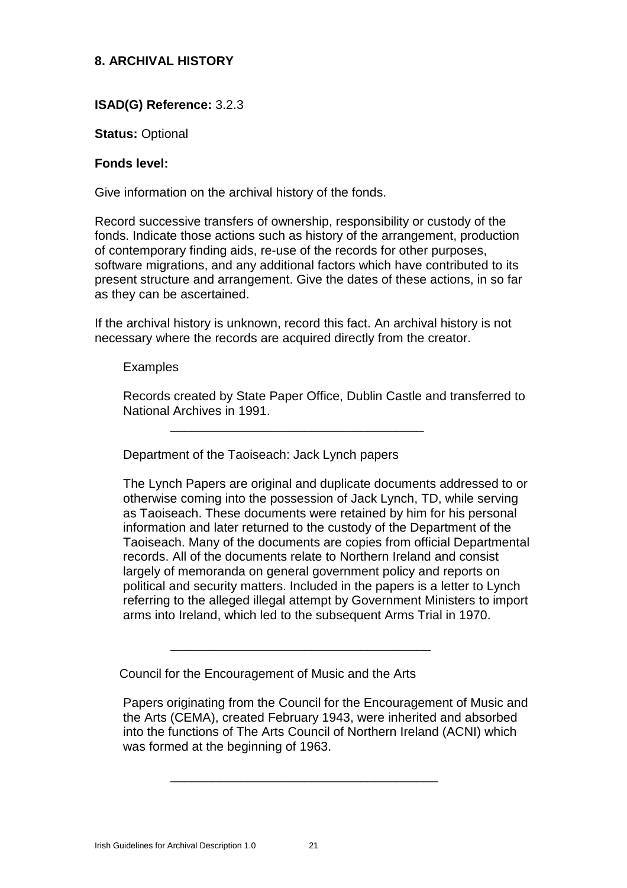## 8. ARCHIVAL HISTORY

**ISAD(G) Reference:** 3.2.3

**Status:** Optional

**Fonds level:**

Give information on the archival history of the fonds.

Record successive transfers of ownership, responsibility or custody of the fonds. Indicate those actions such as history of the arrangement, production of contemporary finding aids, re-use of the records for other purposes, software migrations, and any additional factors which have contributed to its present structure and arrangement. Give the dates of these actions, in so far as they can be ascertained.

If the archival history is unknown, record this fact. An archival history is not necessary where the records are acquired directly from the creator.

> Examples
>
> Records created by State Paper Office, Dublin Castle and transferred to National Archives in 1991.
>
> ---
>
> Department of the Taoiseach: Jack Lynch papers
>
> The Lynch Papers are original and duplicate documents addressed to or otherwise coming into the possession of Jack Lynch, TD, while serving as Taoiseach. These documents were retained by him for his personal information and later returned to the custody of the Department of the Taoiseach. Many of the documents are copies from official Departmental records. All of the documents relate to Northern Ireland and consist largely of memoranda on general government policy and reports on political and security matters. Included in the papers is a letter to Lynch referring to the alleged illegal attempt by Government Ministers to import arms into Ireland, which led to the subsequent Arms Trial in 1970.
>
> ---
>
> Council for the Encouragement of Music and the Arts
>
> Papers originating from the Council for the Encouragement of Music and the Arts (CEMA), created February 1943, were inherited and absorbed into the functions of The Arts Council of Northern Ireland (ACNI) which was formed at the beginning of 1963.
>
> ---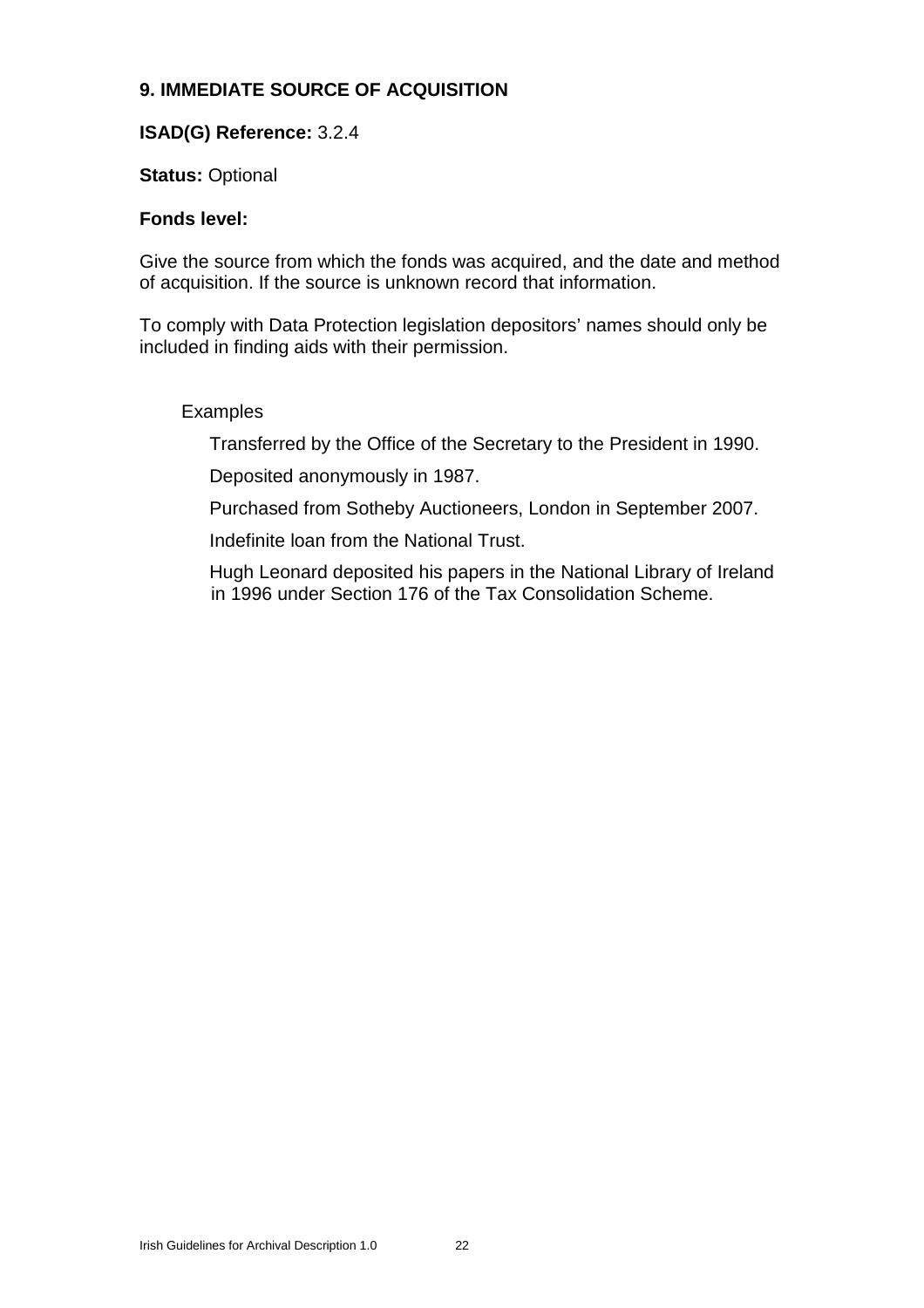### 9. IMMEDIATE SOURCE OF ACQUISITION

**ISAD(G) Reference:** 3.2.4

**Status:** Optional

**Fonds level:**

Give the source from which the fonds was acquired, and the date and method of acquisition. If the source is unknown record that information.

To comply with Data Protection legislation depositors' names should only be included in finding aids with their permission.

Examples

Transferred by the Office of the Secretary to the President in 1990.

Deposited anonymously in 1987.

Purchased from Sotheby Auctioneers, London in September 2007.

Indefinite loan from the National Trust.

Hugh Leonard deposited his papers in the National Library of Ireland in 1996 under Section 176 of the Tax Consolidation Scheme.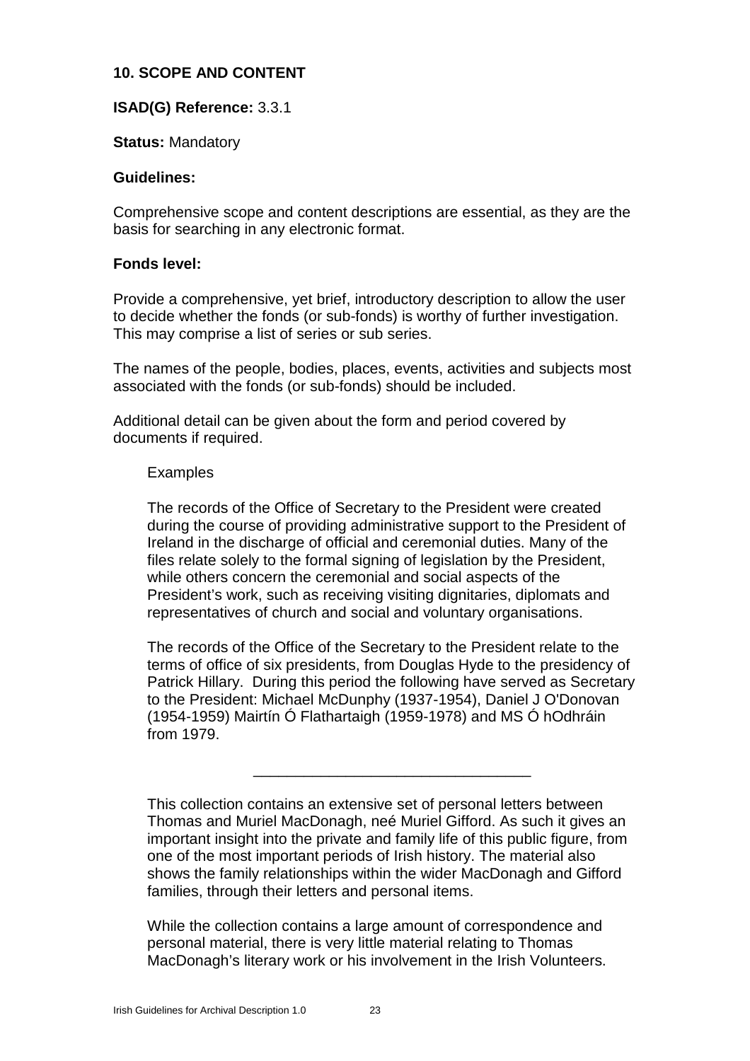### 10. SCOPE AND CONTENT

**ISAD(G) Reference:** 3.3.1

**Status:** Mandatory

**Guidelines:**

Comprehensive scope and content descriptions are essential, as they are the basis for searching in any electronic format.

**Fonds level:**

Provide a comprehensive, yet brief, introductory description to allow the user to decide whether the fonds (or sub-fonds) is worthy of further investigation. This may comprise a list of series or sub series.

The names of the people, bodies, places, events, activities and subjects most associated with the fonds (or sub-fonds) should be included.

Additional detail can be given about the form and period covered by documents if required.

Examples

The records of the Office of Secretary to the President were created during the course of providing administrative support to the President of Ireland in the discharge of official and ceremonial duties. Many of the files relate solely to the formal signing of legislation by the President, while others concern the ceremonial and social aspects of the President's work, such as receiving visiting dignitaries, diplomats and representatives of church and social and voluntary organisations.

The records of the Office of the Secretary to the President relate to the terms of office of six presidents, from Douglas Hyde to the presidency of Patrick Hillary. During this period the following have served as Secretary to the President: Michael McDunphy (1937-1954), Daniel J O'Donovan (1954-1959) Mairtín Ó Flathartaigh (1959-1978) and MS Ó hOdhráin from 1979.

---

This collection contains an extensive set of personal letters between Thomas and Muriel MacDonagh, neé Muriel Gifford. As such it gives an important insight into the private and family life of this public figure, from one of the most important periods of Irish history. The material also shows the family relationships within the wider MacDonagh and Gifford families, through their letters and personal items.

While the collection contains a large amount of correspondence and personal material, there is very little material relating to Thomas MacDonagh's literary work or his involvement in the Irish Volunteers.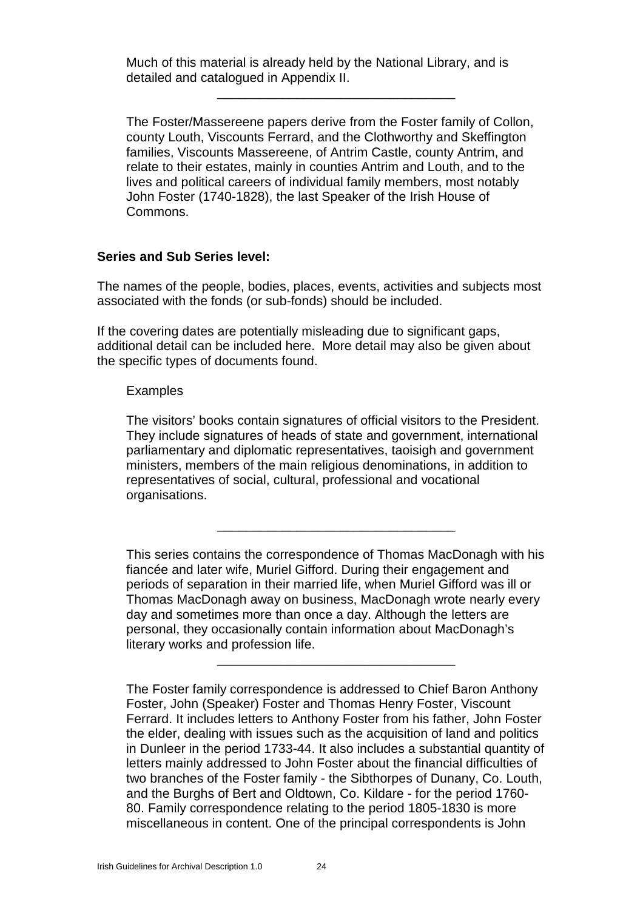Much of this material is already held by the National Library, and is detailed and catalogued in Appendix II.

---

The Foster/Massereene papers derive from the Foster family of Collon, county Louth, Viscounts Ferrard, and the Clothworthy and Skeffington families, Viscounts Massereene, of Antrim Castle, county Antrim, and relate to their estates, mainly in counties Antrim and Louth, and to the lives and political careers of individual family members, most notably John Foster (1740-1828), the last Speaker of the Irish House of Commons.

**Series and Sub Series level:**

The names of the people, bodies, places, events, activities and subjects most associated with the fonds (or sub-fonds) should be included.

If the covering dates are potentially misleading due to significant gaps, additional detail can be included here. More detail may also be given about the specific types of documents found.

Examples

The visitors' books contain signatures of official visitors to the President. They include signatures of heads of state and government, international parliamentary and diplomatic representatives, taoisigh and government ministers, members of the main religious denominations, in addition to representatives of social, cultural, professional and vocational organisations.

---

This series contains the correspondence of Thomas MacDonagh with his fiancée and later wife, Muriel Gifford. During their engagement and periods of separation in their married life, when Muriel Gifford was ill or Thomas MacDonagh away on business, MacDonagh wrote nearly every day and sometimes more than once a day. Although the letters are personal, they occasionally contain information about MacDonagh's literary works and profession life.

---

The Foster family correspondence is addressed to Chief Baron Anthony Foster, John (Speaker) Foster and Thomas Henry Foster, Viscount Ferrard. It includes letters to Anthony Foster from his father, John Foster the elder, dealing with issues such as the acquisition of land and politics in Dunleer in the period 1733-44. It also includes a substantial quantity of letters mainly addressed to John Foster about the financial difficulties of two branches of the Foster family - the Sibthorpes of Dunany, Co. Louth, and the Burghs of Bert and Oldtown, Co. Kildare - for the period 1760-80. Family correspondence relating to the period 1805-1830 is more miscellaneous in content. One of the principal correspondents is John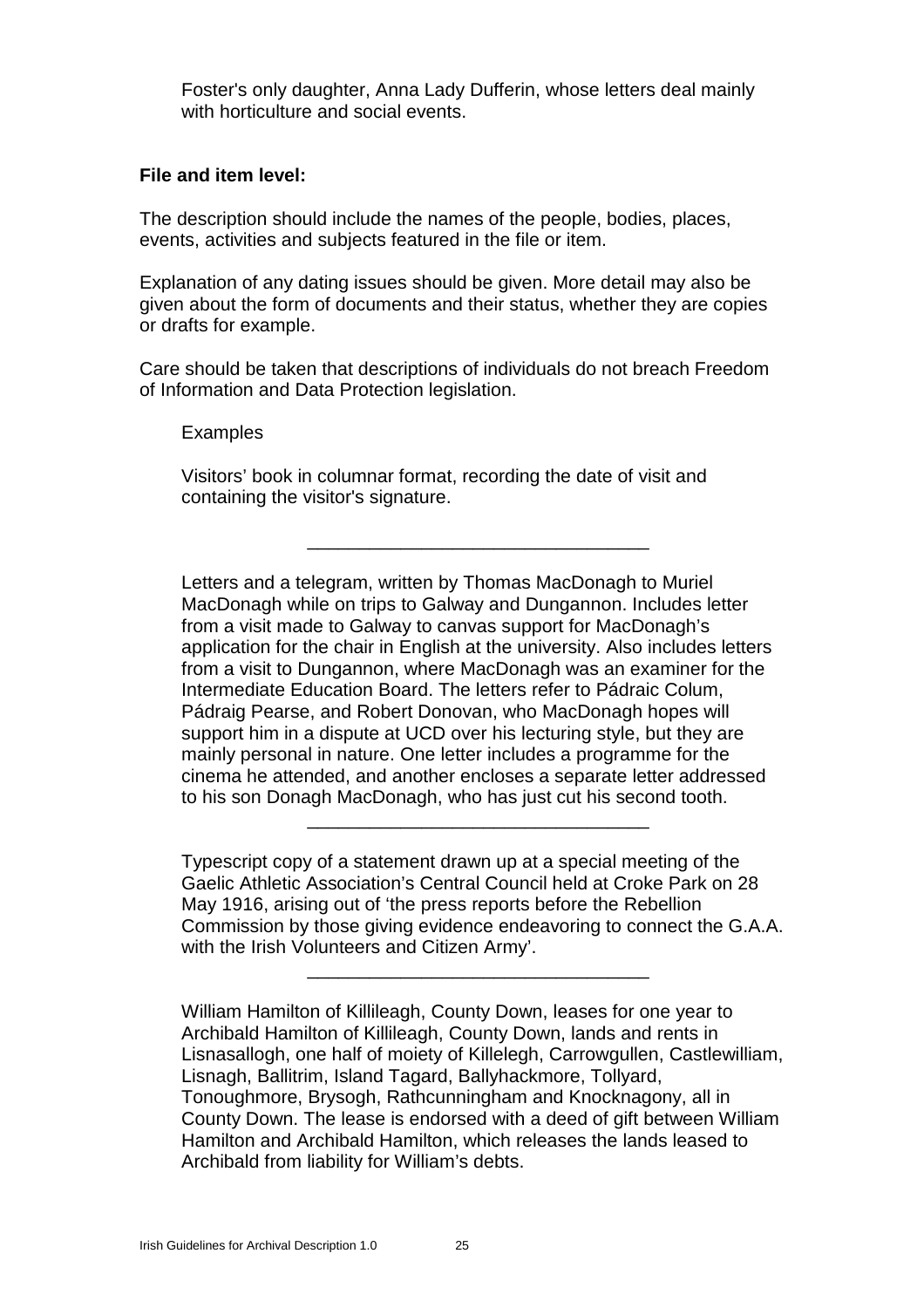Foster's only daughter, Anna Lady Dufferin, whose letters deal mainly with horticulture and social events.

**File and item level:**

The description should include the names of the people, bodies, places, events, activities and subjects featured in the file or item.

Explanation of any dating issues should be given. More detail may also be given about the form of documents and their status, whether they are copies or drafts for example.

Care should be taken that descriptions of individuals do not breach Freedom of Information and Data Protection legislation.

Examples

Visitors' book in columnar format, recording the date of visit and containing the visitor's signature.

---

Letters and a telegram, written by Thomas MacDonagh to Muriel MacDonagh while on trips to Galway and Dungannon. Includes letter from a visit made to Galway to canvas support for MacDonagh's application for the chair in English at the university. Also includes letters from a visit to Dungannon, where MacDonagh was an examiner for the Intermediate Education Board. The letters refer to Pádraic Colum, Pádraig Pearse, and Robert Donovan, who MacDonagh hopes will support him in a dispute at UCD over his lecturing style, but they are mainly personal in nature. One letter includes a programme for the cinema he attended, and another encloses a separate letter addressed to his son Donagh MacDonagh, who has just cut his second tooth.

---

Typescript copy of a statement drawn up at a special meeting of the Gaelic Athletic Association's Central Council held at Croke Park on 28 May 1916, arising out of 'the press reports before the Rebellion Commission by those giving evidence endeavoring to connect the G.A.A. with the Irish Volunteers and Citizen Army'.

---

William Hamilton of Killileagh, County Down, leases for one year to Archibald Hamilton of Killileagh, County Down, lands and rents in Lisnasallogh, one half of moiety of Killelegh, Carrowgullen, Castlewilliam, Lisnagh, Ballitrim, Island Tagard, Ballyhackmore, Tollyard, Tonoughmore, Brysogh, Rathcunningham and Knocknagony, all in County Down. The lease is endorsed with a deed of gift between William Hamilton and Archibald Hamilton, which releases the lands leased to Archibald from liability for William's debts.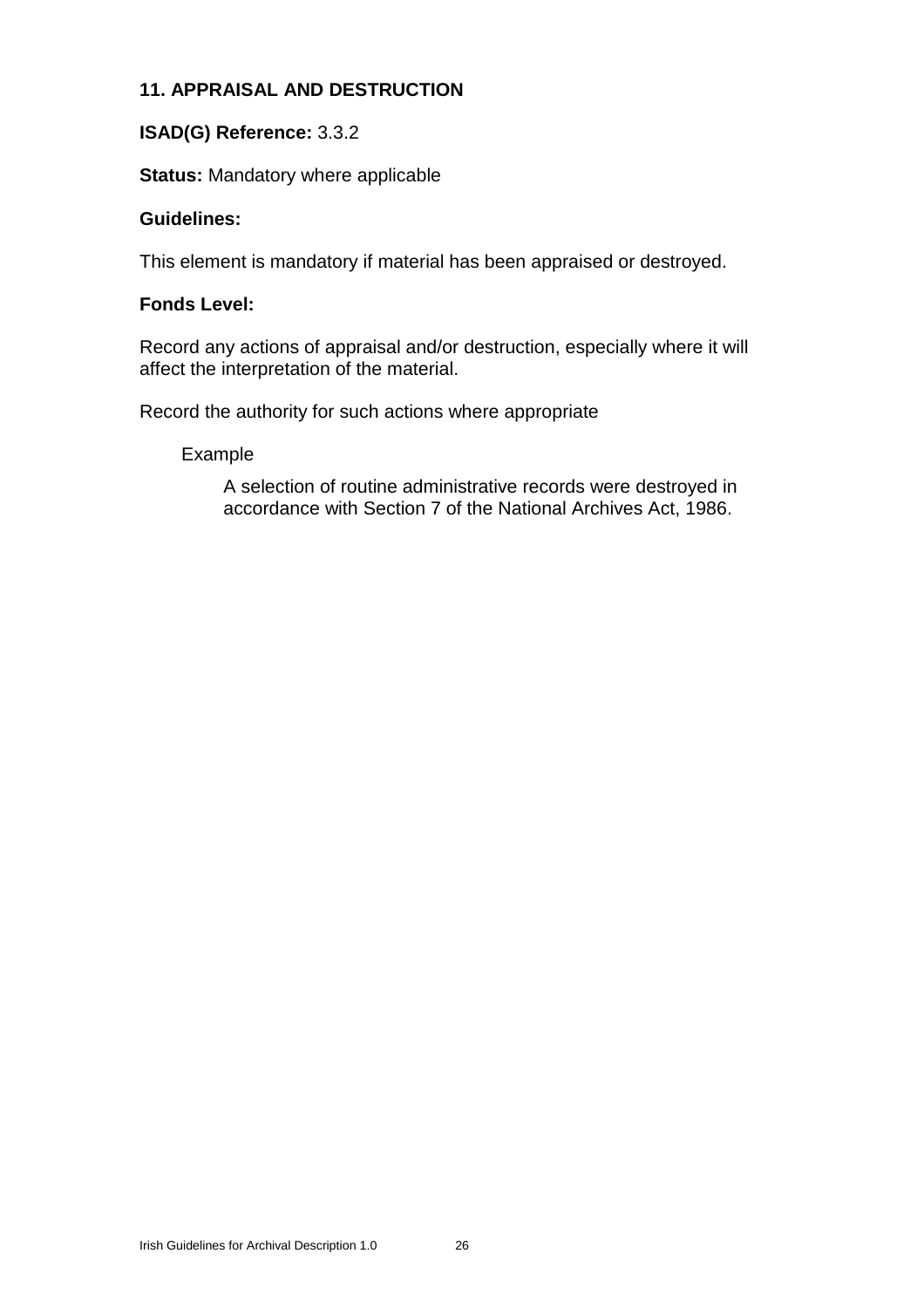### 11. APPRAISAL AND DESTRUCTION

**ISAD(G) Reference:** 3.3.2

**Status:** Mandatory where applicable

**Guidelines:**

This element is mandatory if material has been appraised or destroyed.

**Fonds Level:**

Record any actions of appraisal and/or destruction, especially where it will affect the interpretation of the material.

Record the authority for such actions where appropriate

Example

> A selection of routine administrative records were destroyed in accordance with Section 7 of the National Archives Act, 1986.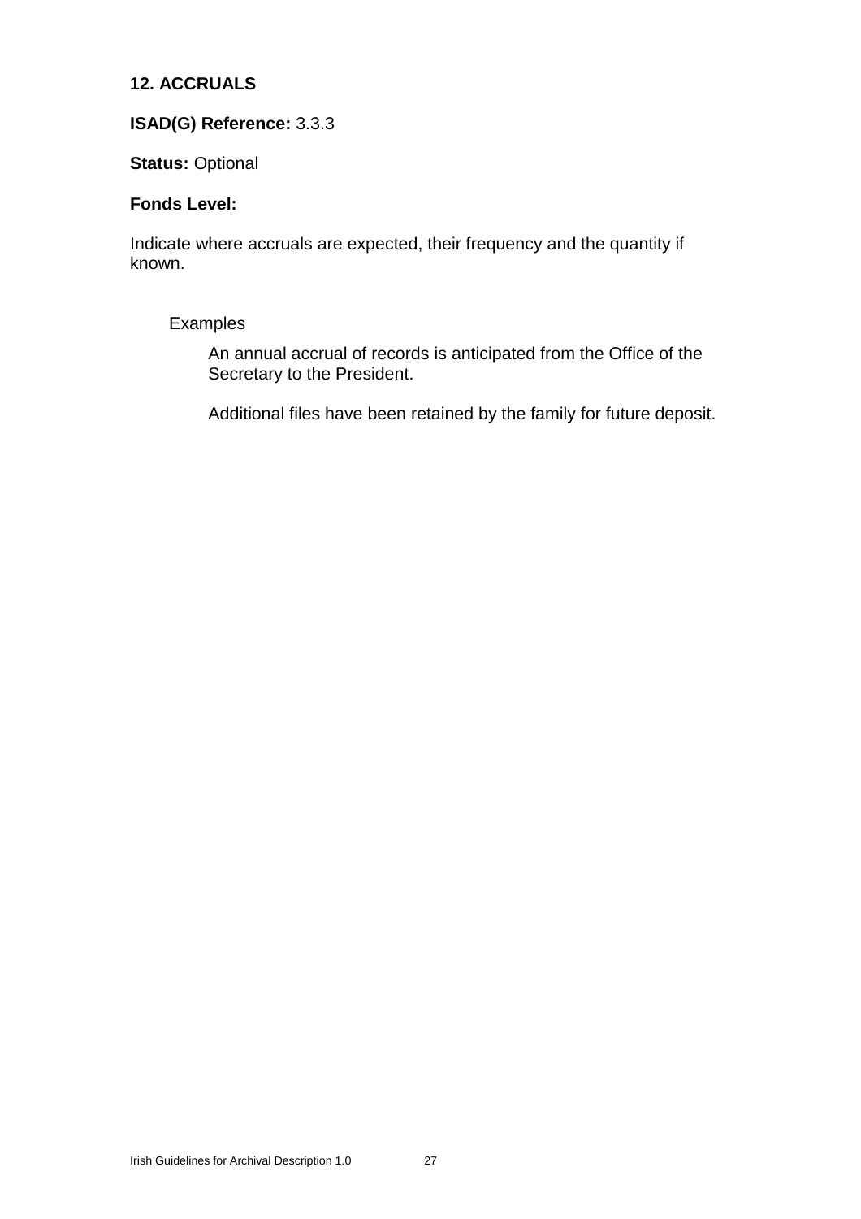## 12. ACCRUALS

**ISAD(G) Reference:** 3.3.3

**Status:** Optional

**Fonds Level:**

Indicate where accruals are expected, their frequency and the quantity if known.

Examples

> An annual accrual of records is anticipated from the Office of the Secretary to the President.
>
> Additional files have been retained by the family for future deposit.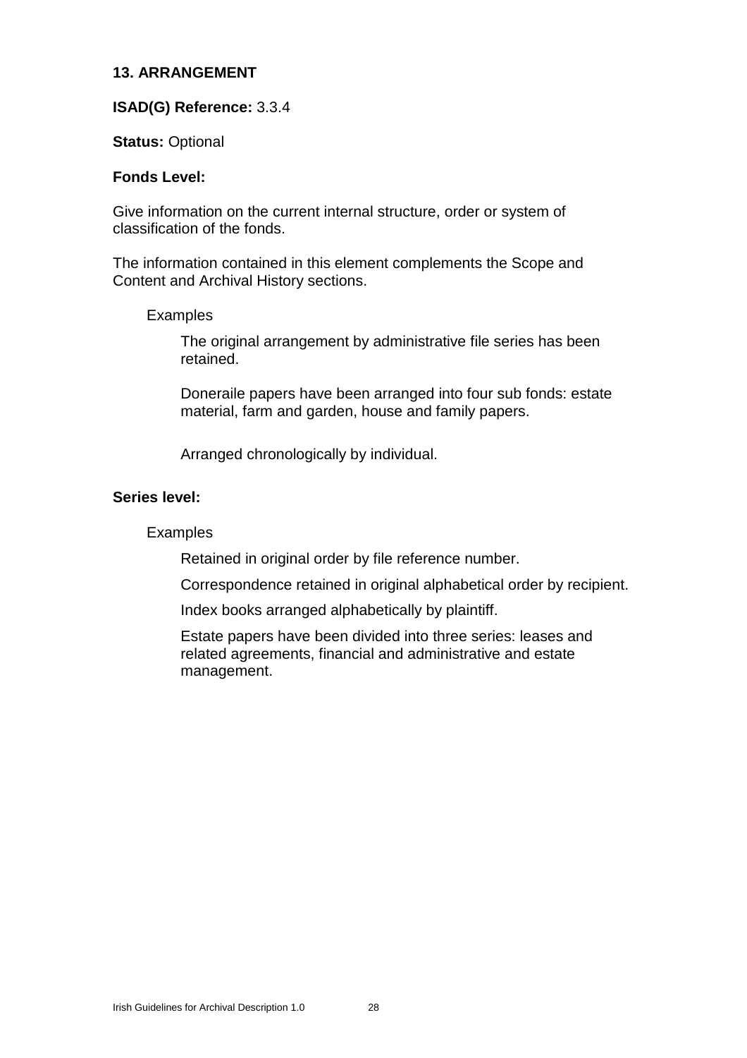### 13. ARRANGEMENT

**ISAD(G) Reference:** 3.3.4

**Status:** Optional

**Fonds Level:**

Give information on the current internal structure, order or system of classification of the fonds.

The information contained in this element complements the Scope and Content and Archival History sections.

Examples

> The original arrangement by administrative file series has been retained.
>
> Doneraile papers have been arranged into four sub fonds: estate material, farm and garden, house and family papers.
>
> Arranged chronologically by individual.

**Series level:**

Examples

> Retained in original order by file reference number.
>
> Correspondence retained in original alphabetical order by recipient.
>
> Index books arranged alphabetically by plaintiff.
>
> Estate papers have been divided into three series: leases and related agreements, financial and administrative and estate management.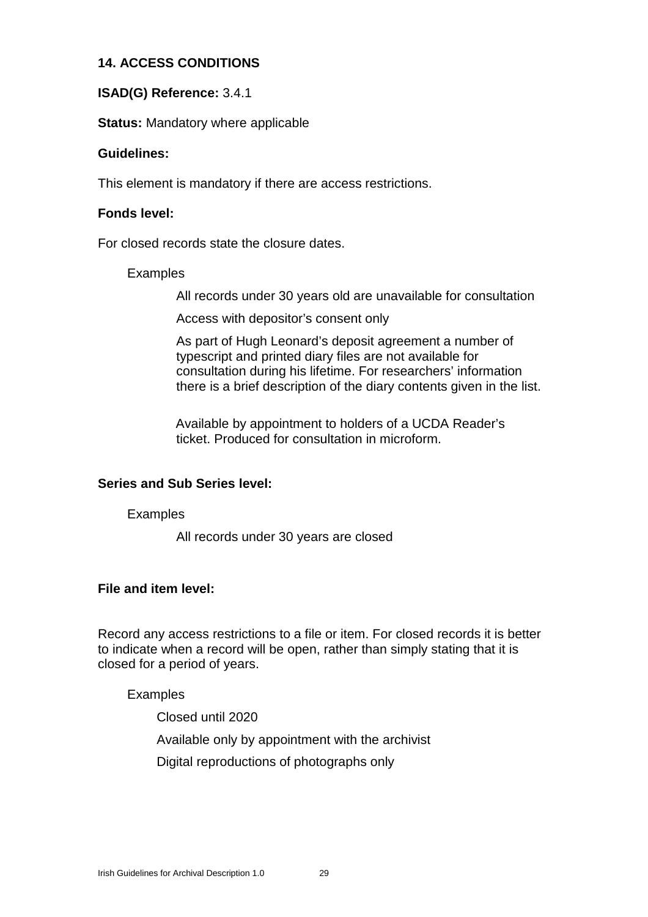## 14. ACCESS CONDITIONS

**ISAD(G) Reference:** 3.4.1

**Status:** Mandatory where applicable

**Guidelines:**

This element is mandatory if there are access restrictions.

**Fonds level:**

For closed records state the closure dates.

Examples

> All records under 30 years old are unavailable for consultation
>
> Access with depositor's consent only
>
> As part of Hugh Leonard's deposit agreement a number of typescript and printed diary files are not available for consultation during his lifetime. For researchers' information there is a brief description of the diary contents given in the list.
>
> Available by appointment to holders of a UCDA Reader's ticket. Produced for consultation in microform.

**Series and Sub Series level:**

Examples

> All records under 30 years are closed

**File and item level:**

Record any access restrictions to a file or item. For closed records it is better to indicate when a record will be open, rather than simply stating that it is closed for a period of years.

Examples

> Closed until 2020
>
> Available only by appointment with the archivist
>
> Digital reproductions of photographs only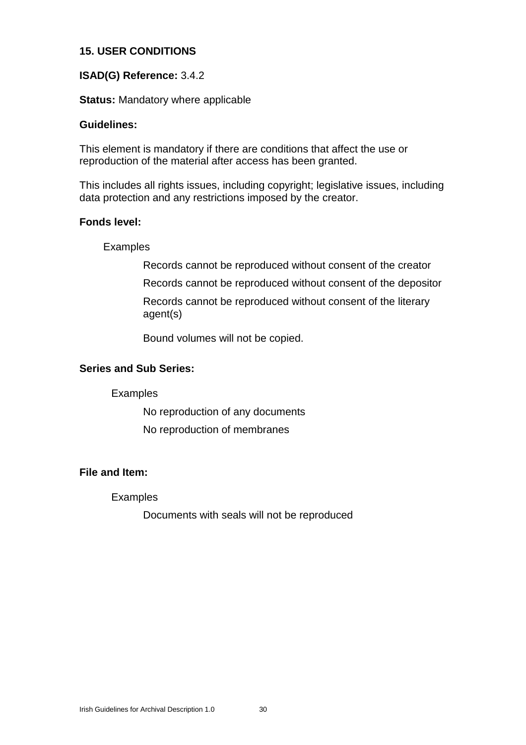## 15. USER CONDITIONS

**ISAD(G) Reference:** 3.4.2

**Status:** Mandatory where applicable

**Guidelines:**

This element is mandatory if there are conditions that affect the use or reproduction of the material after access has been granted.

This includes all rights issues, including copyright; legislative issues, including data protection and any restrictions imposed by the creator.

**Fonds level:**

Examples

Records cannot be reproduced without consent of the creator

Records cannot be reproduced without consent of the depositor

Records cannot be reproduced without consent of the literary agent(s)

Bound volumes will not be copied.

**Series and Sub Series:**

Examples

No reproduction of any documents

No reproduction of membranes

**File and Item:**

Examples

Documents with seals will not be reproduced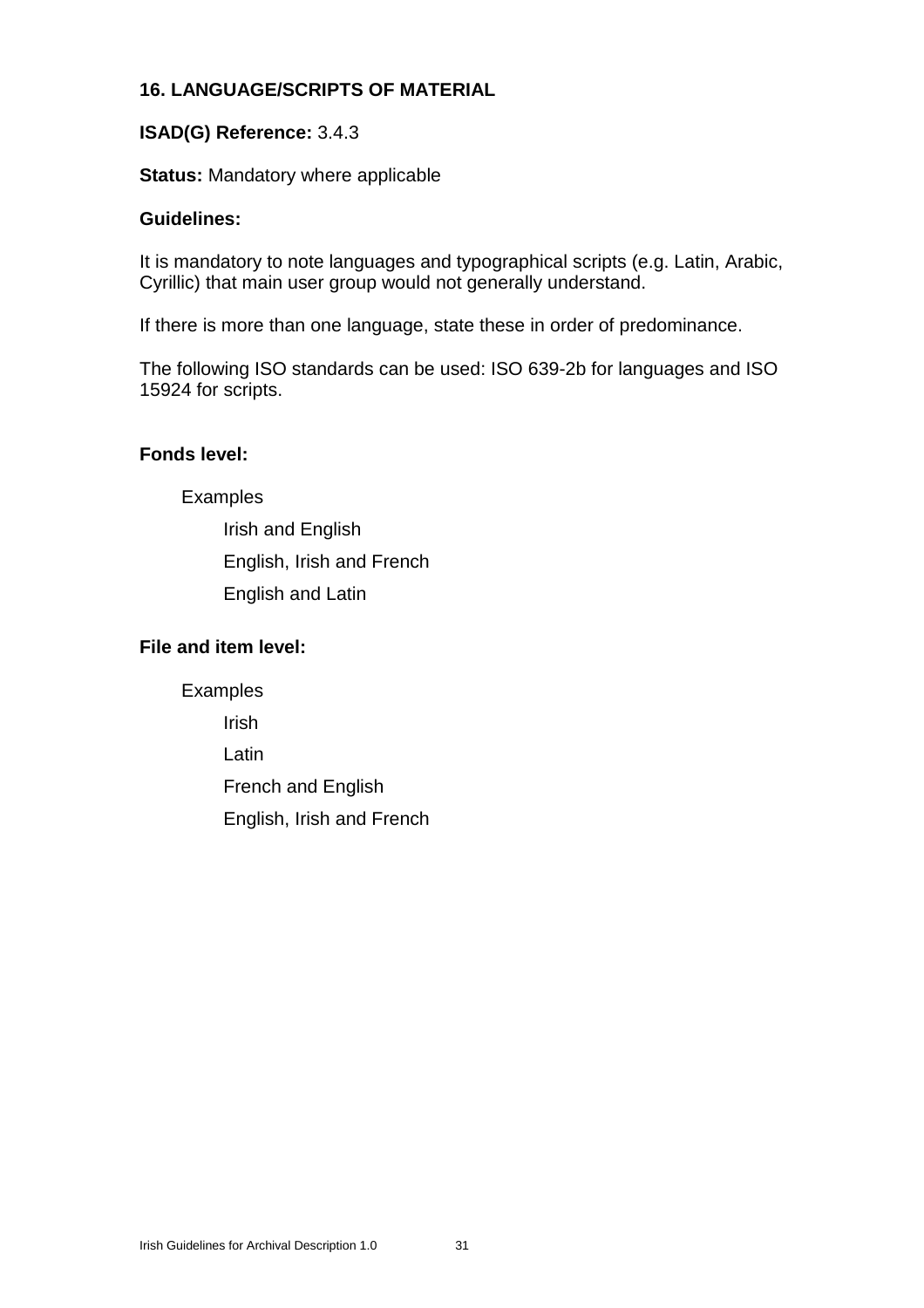## 16. LANGUAGE/SCRIPTS OF MATERIAL

**ISAD(G) Reference:** 3.4.3

**Status:** Mandatory where applicable

**Guidelines:**

It is mandatory to note languages and typographical scripts (e.g. Latin, Arabic, Cyrillic) that main user group would not generally understand.

If there is more than one language, state these in order of predominance.

The following ISO standards can be used: ISO 639-2b for languages and ISO 15924 for scripts.

**Fonds level:**

Examples

- Irish and English
- English, Irish and French
- English and Latin

**File and item level:**

Examples

- Irish
- Latin
- French and English
- English, Irish and French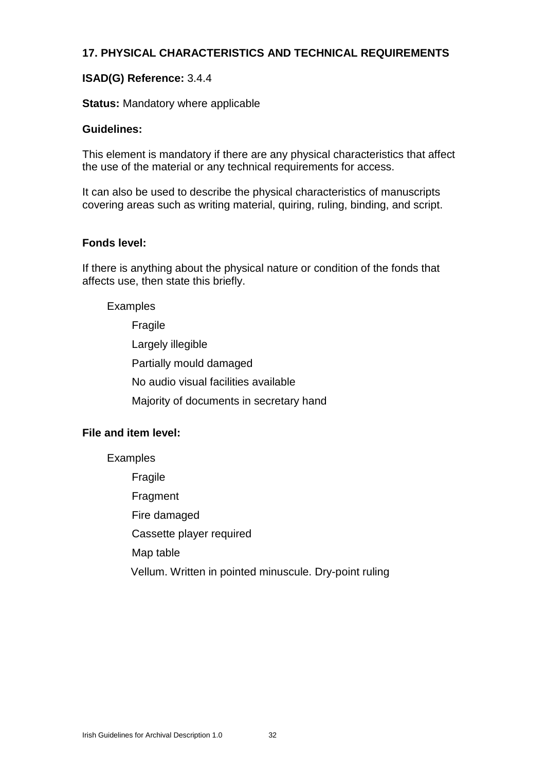## 17. PHYSICAL CHARACTERISTICS AND TECHNICAL REQUIREMENTS

**ISAD(G) Reference:** 3.4.4

**Status:** Mandatory where applicable

**Guidelines:**

This element is mandatory if there are any physical characteristics that affect the use of the material or any technical requirements for access.

It can also be used to describe the physical characteristics of manuscripts covering areas such as writing material, quiring, ruling, binding, and script.

**Fonds level:**

If there is anything about the physical nature or condition of the fonds that affects use, then state this briefly.

Examples

- Fragile
- Largely illegible
- Partially mould damaged
- No audio visual facilities available
- Majority of documents in secretary hand

**File and item level:**

Examples

- Fragile
- Fragment
- Fire damaged
- Cassette player required
- Map table
- Vellum. Written in pointed minuscule. Dry-point ruling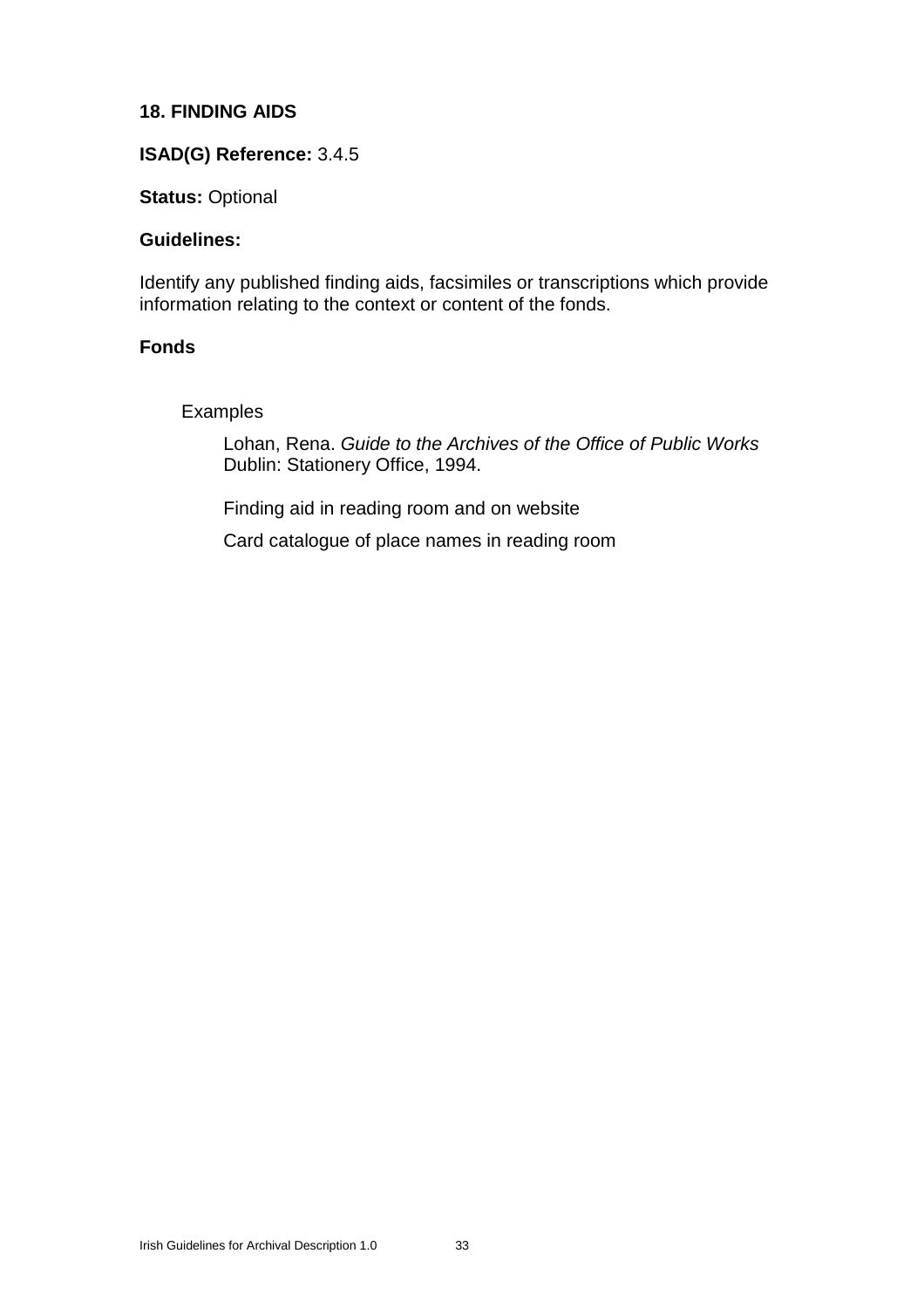**18. FINDING AIDS**

**ISAD(G) Reference:** 3.4.5

**Status:** Optional

**Guidelines:**

Identify any published finding aids, facsimiles or transcriptions which provide information relating to the context or content of the fonds.

**Fonds**

Examples

Lohan, Rena. *Guide to the Archives of the Office of Public Works* Dublin: Stationery Office, 1994.

Finding aid in reading room and on website

Card catalogue of place names in reading room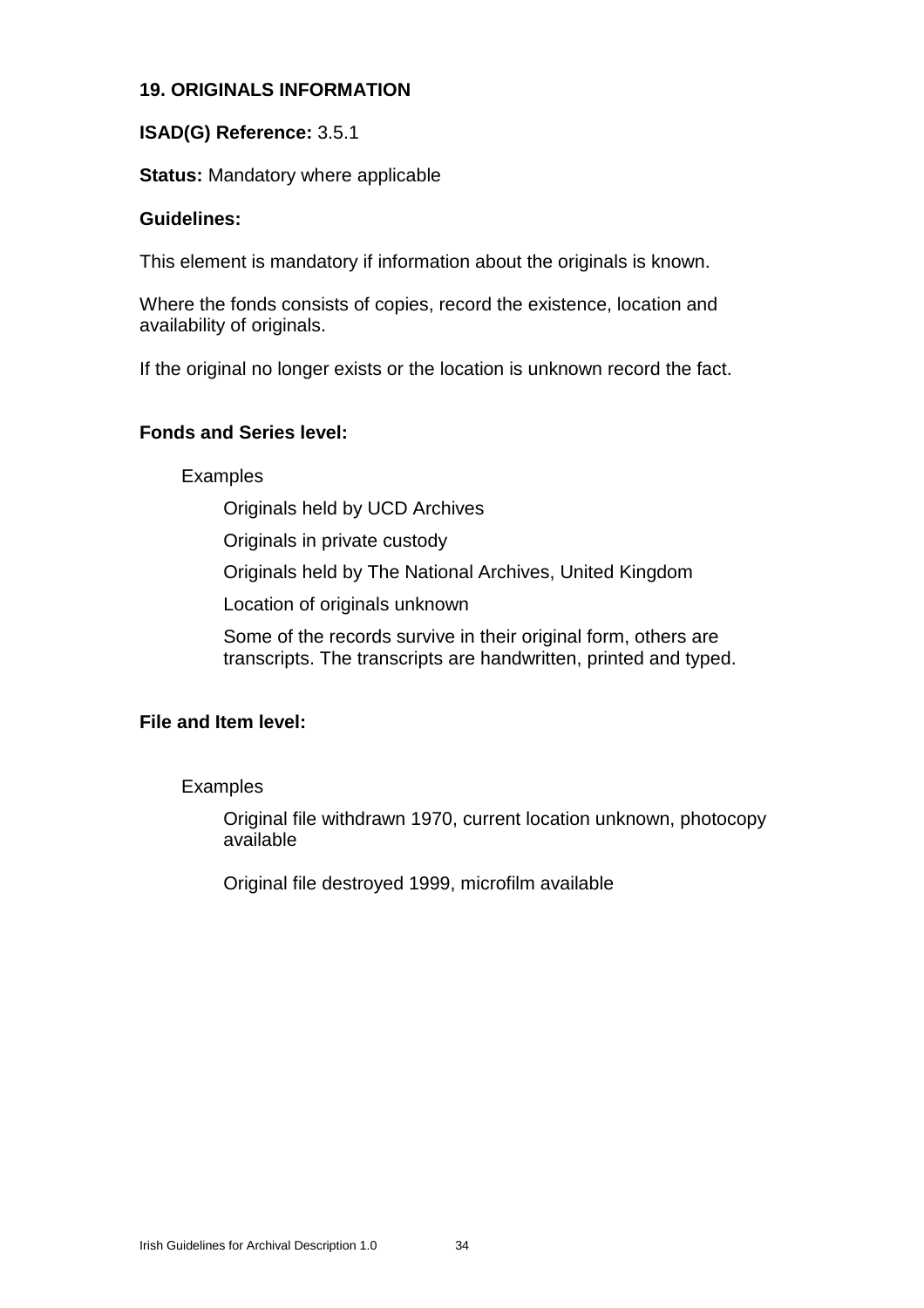## 19. ORIGINALS INFORMATION

**ISAD(G) Reference:** 3.5.1

**Status:** Mandatory where applicable

**Guidelines:**

This element is mandatory if information about the originals is known.

Where the fonds consists of copies, record the existence, location and availability of originals.

If the original no longer exists or the location is unknown record the fact.

**Fonds and Series level:**

Examples

Originals held by UCD Archives

Originals in private custody

Originals held by The National Archives, United Kingdom

Location of originals unknown

Some of the records survive in their original form, others are transcripts. The transcripts are handwritten, printed and typed.

**File and Item level:**

Examples

Original file withdrawn 1970, current location unknown, photocopy available

Original file destroyed 1999, microfilm available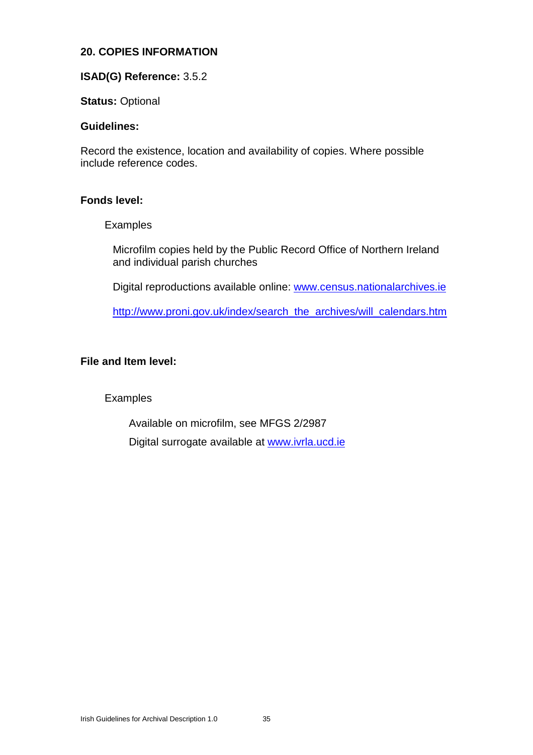## 20. COPIES INFORMATION

**ISAD(G) Reference:** 3.5.2

**Status:** Optional

**Guidelines:**

Record the existence, location and availability of copies. Where possible include reference codes.

**Fonds level:**

Examples

Microfilm copies held by the Public Record Office of Northern Ireland and individual parish churches

Digital reproductions available online: www.census.nationalarchives.ie

http://www.proni.gov.uk/index/search_the_archives/will_calendars.htm

**File and Item level:**

Examples

Available on microfilm, see MFGS 2/2987

Digital surrogate available at www.ivrla.ucd.ie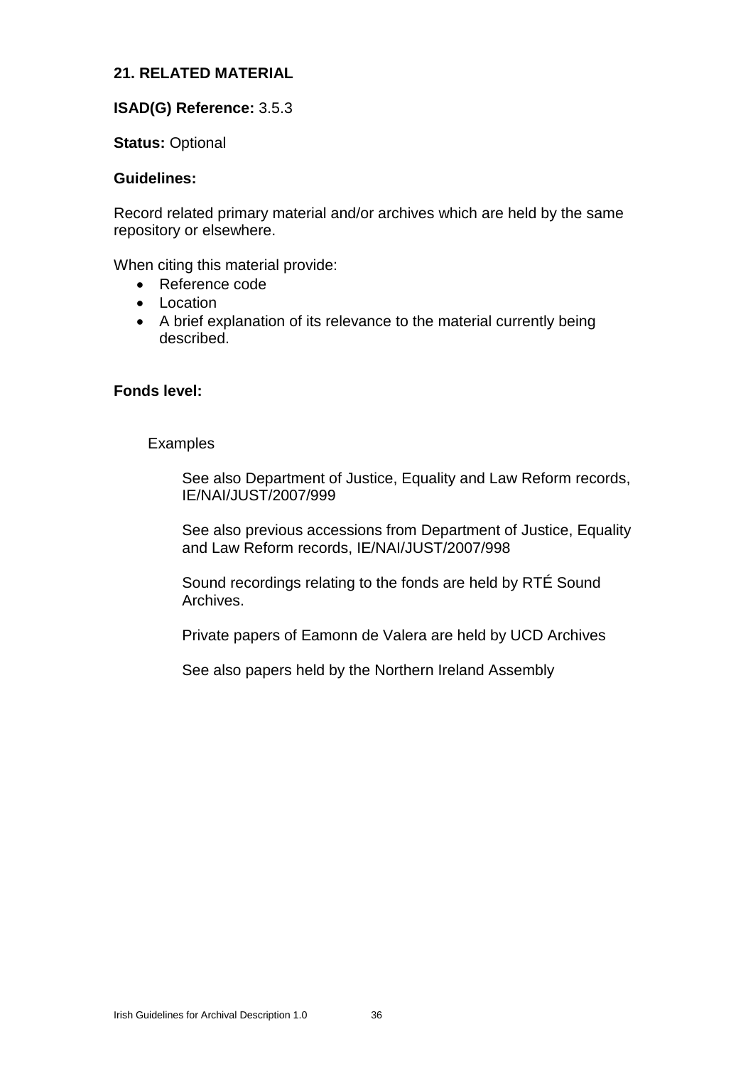## 21. RELATED MATERIAL

**ISAD(G) Reference:** 3.5.3

**Status:** Optional

**Guidelines:**

Record related primary material and/or archives which are held by the same repository or elsewhere.

When citing this material provide:

- Reference code
- Location
- A brief explanation of its relevance to the material currently being described.

**Fonds level:**

Examples

See also Department of Justice, Equality and Law Reform records, IE/NAI/JUST/2007/999

See also previous accessions from Department of Justice, Equality and Law Reform records, IE/NAI/JUST/2007/998

Sound recordings relating to the fonds are held by RTÉ Sound Archives.

Private papers of Eamonn de Valera are held by UCD Archives

See also papers held by the Northern Ireland Assembly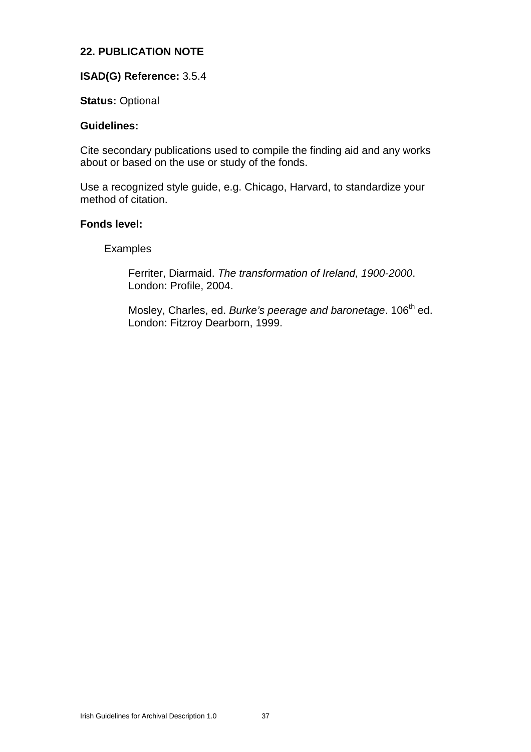## 22. PUBLICATION NOTE

**ISAD(G) Reference:** 3.5.4

**Status:** Optional

**Guidelines:**

Cite secondary publications used to compile the finding aid and any works about or based on the use or study of the fonds.

Use a recognized style guide, e.g. Chicago, Harvard, to standardize your method of citation.

**Fonds level:**

Examples

Ferriter, Diarmaid. *The transformation of Ireland, 1900-2000*. London: Profile, 2004.

Mosley, Charles, ed. *Burke's peerage and baronetage*. 106th ed. London: Fitzroy Dearborn, 1999.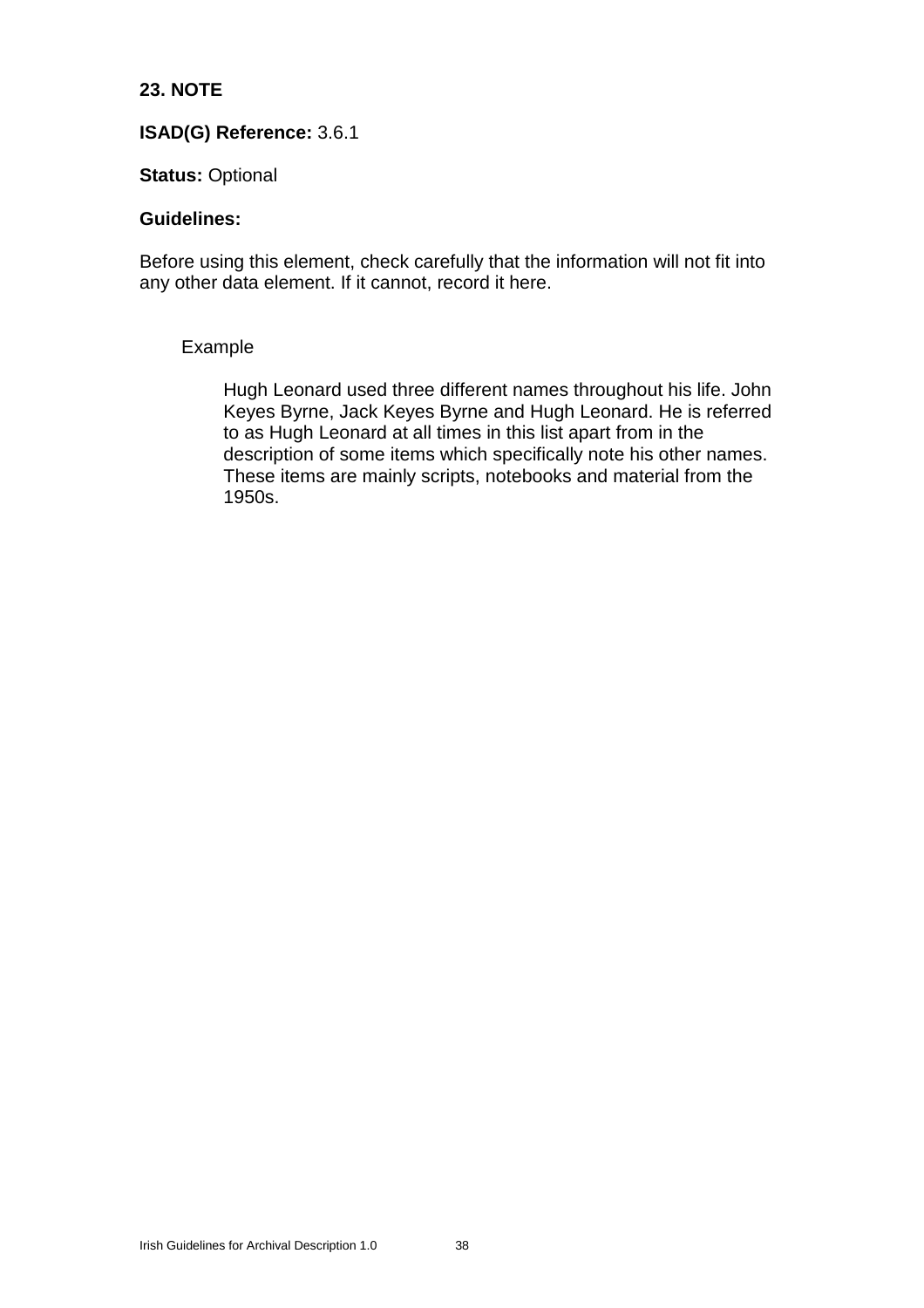**23. NOTE**

**ISAD(G) Reference:** 3.6.1

**Status:** Optional

**Guidelines:**

Before using this element, check carefully that the information will not fit into any other data element. If it cannot, record it here.

> Example
>
> > Hugh Leonard used three different names throughout his life. John Keyes Byrne, Jack Keyes Byrne and Hugh Leonard. He is referred to as Hugh Leonard at all times in this list apart from in the description of some items which specifically note his other names. These items are mainly scripts, notebooks and material from the 1950s.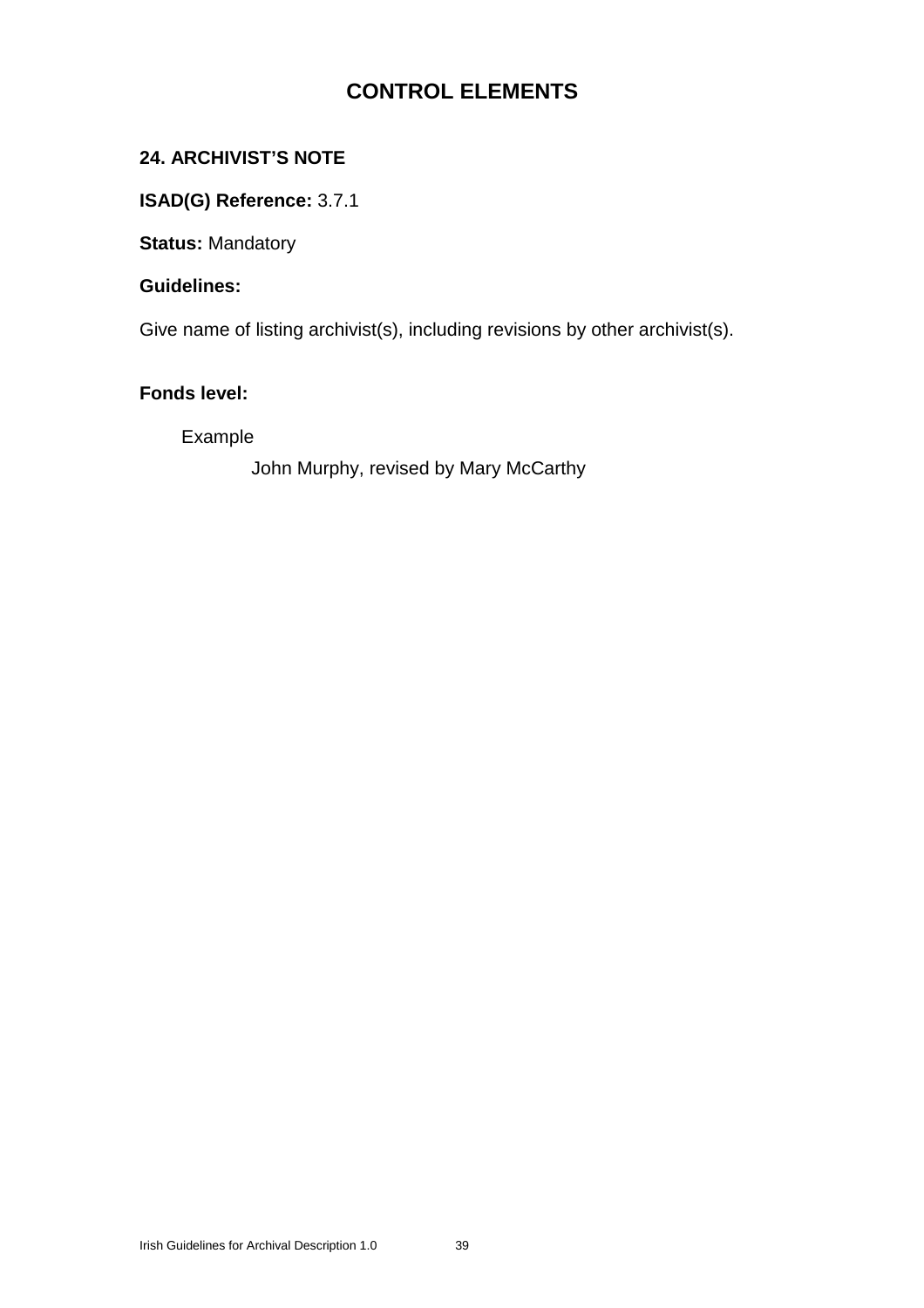# CONTROL ELEMENTS

**24. ARCHIVIST'S NOTE**

**ISAD(G) Reference:** 3.7.1

**Status:** Mandatory

**Guidelines:**

Give name of listing archivist(s), including revisions by other archivist(s).

**Fonds level:**

Example

John Murphy, revised by Mary McCarthy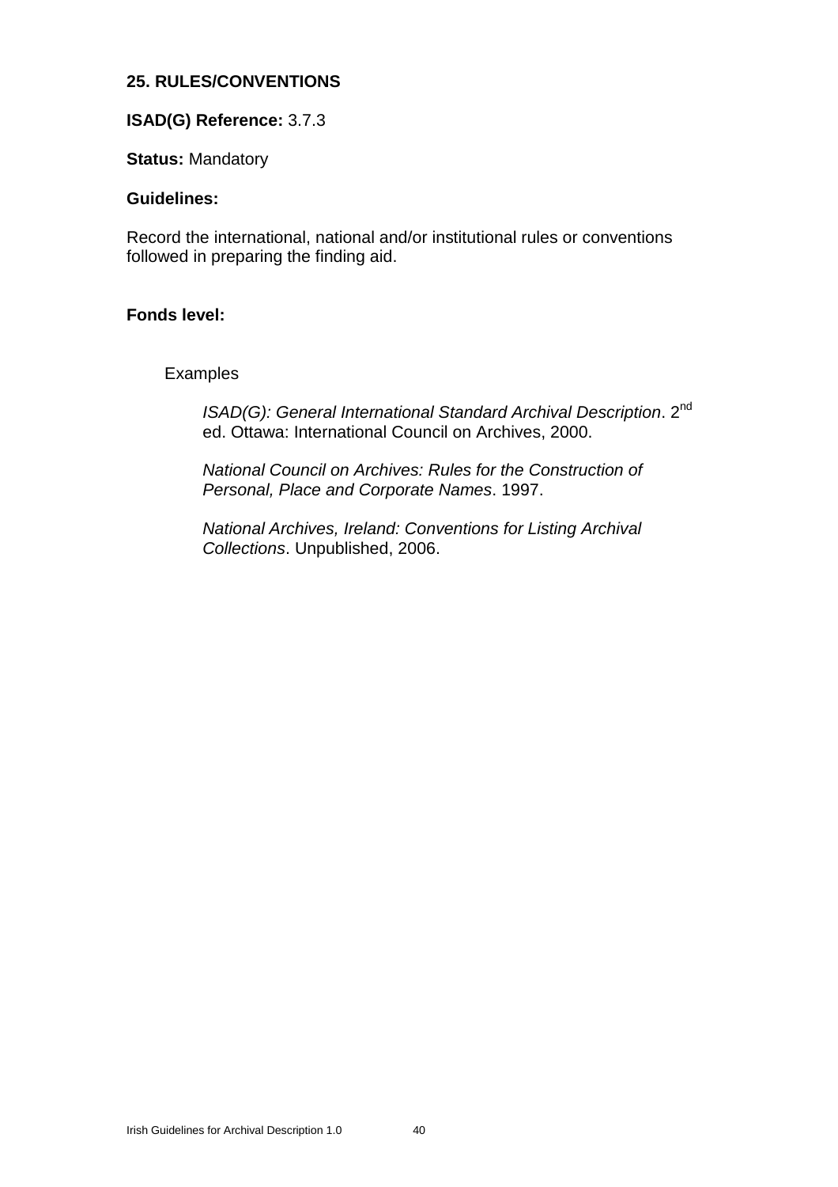### 25. RULES/CONVENTIONS

**ISAD(G) Reference:** 3.7.3

**Status:** Mandatory

**Guidelines:**

Record the international, national and/or institutional rules or conventions followed in preparing the finding aid.

**Fonds level:**

Examples

*ISAD(G): General International Standard Archival Description*. 2nd ed. Ottawa: International Council on Archives, 2000.

*National Council on Archives: Rules for the Construction of Personal, Place and Corporate Names*. 1997.

*National Archives, Ireland: Conventions for Listing Archival Collections*. Unpublished, 2006.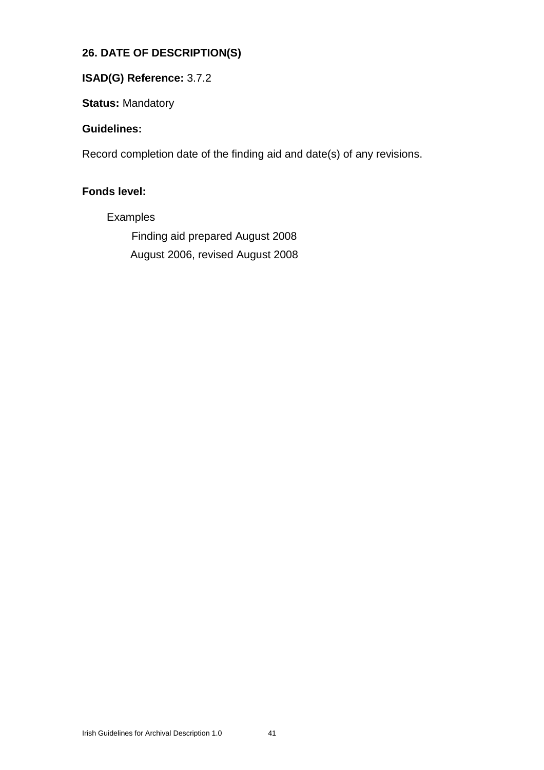**26. DATE OF DESCRIPTION(S)**

**ISAD(G) Reference:** 3.7.2

**Status:** Mandatory

**Guidelines:**

Record completion date of the finding aid and date(s) of any revisions.

**Fonds level:**

Examples

Finding aid prepared August 2008

August 2006, revised August 2008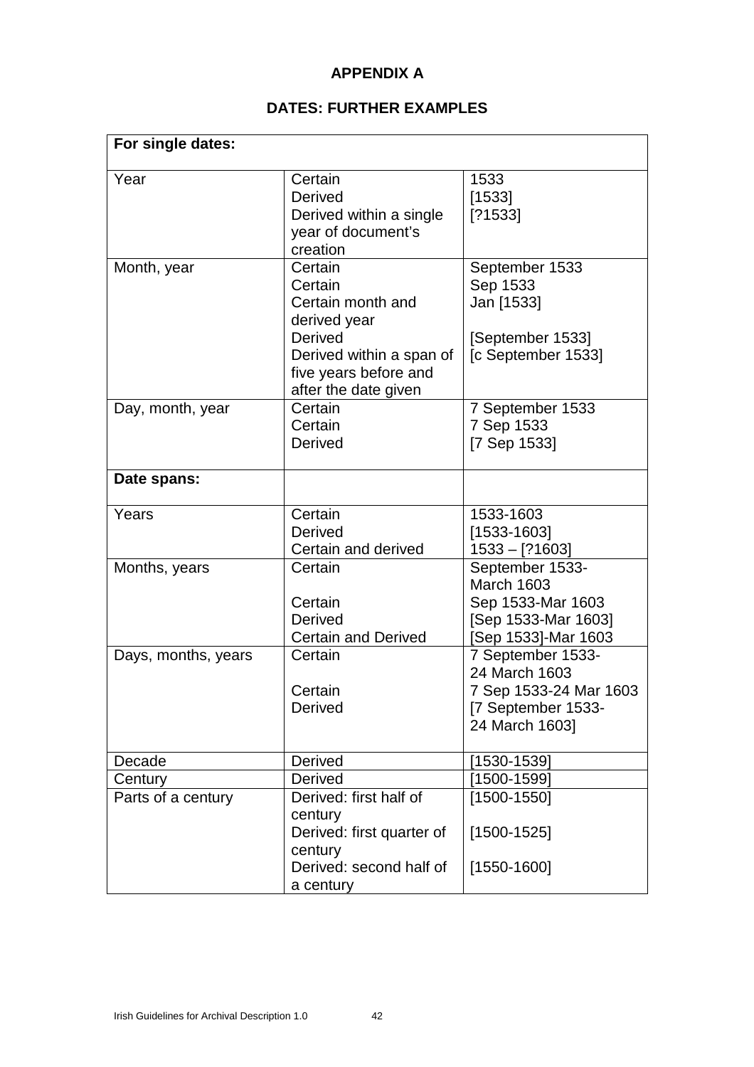# APPENDIX A

## DATES: FURTHER EXAMPLES

| For single dates: | | |
|---|---|---|
| Year | Certain<br>Derived<br>Derived within a single year of document's creation | 1533<br>[1533]<br>[?1533] |
| Month, year | Certain<br>Certain<br>Certain month and derived year<br>Derived<br>Derived within a span of five years before and after the date given | September 1533<br>Sep 1533<br>Jan [1533]<br><br>[September 1533]<br>[c September 1533] |
| Day, month, year | Certain<br>Certain<br>Derived | 7 September 1533<br>7 Sep 1533<br>[7 Sep 1533] |
| **Date spans:** | | |
| Years | Certain<br>Derived<br>Certain and derived | 1533-1603<br>[1533-1603]<br>1533 – [?1603] |
| Months, years | Certain<br><br>Certain<br>Derived<br>Certain and Derived | September 1533-March 1603<br>Sep 1533-Mar 1603<br>[Sep 1533-Mar 1603]<br>[Sep 1533]-Mar 1603 |
| Days, months, years | Certain<br><br>Certain<br>Derived | 7 September 1533-24 March 1603<br>7 Sep 1533-24 Mar 1603<br>[7 September 1533-24 March 1603] |
| Decade | Derived | [1530-1539] |
| Century | Derived | [1500-1599] |
| Parts of a century | Derived: first half of century<br>Derived: first quarter of century<br>Derived: second half of a century | [1500-1550]<br>[1500-1525]<br>[1550-1600] |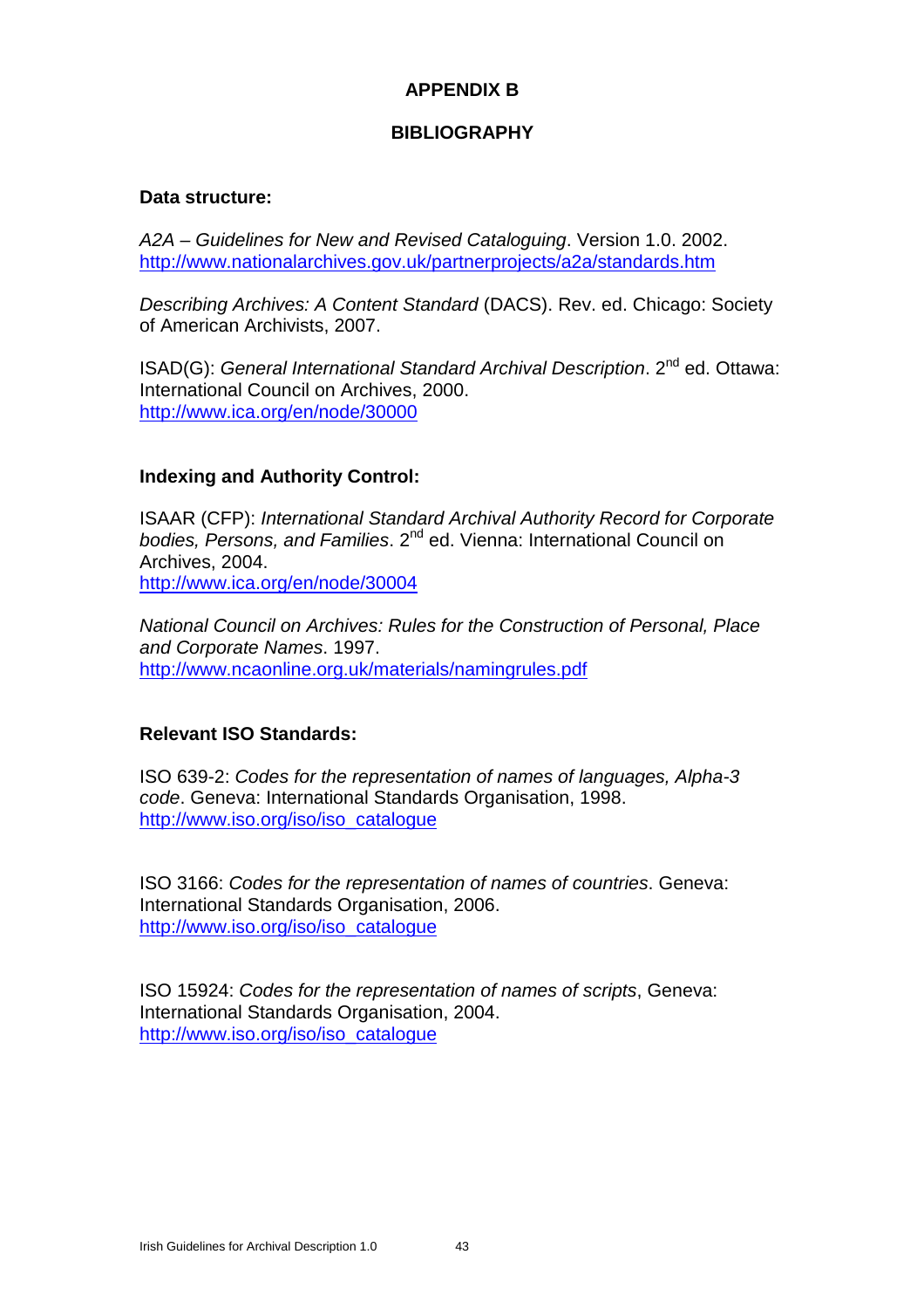# APPENDIX B

## BIBLIOGRAPHY

### Data structure:

*A2A – Guidelines for New and Revised Cataloguing*. Version 1.0. 2002.
http://www.nationalarchives.gov.uk/partnerprojects/a2a/standards.htm

*Describing Archives: A Content Standard* (DACS). Rev. ed. Chicago: Society of American Archivists, 2007.

ISAD(G): *General International Standard Archival Description*. 2nd ed. Ottawa: International Council on Archives, 2000.
http://www.ica.org/en/node/30000

### Indexing and Authority Control:

ISAAR (CFP): *International Standard Archival Authority Record for Corporate bodies, Persons, and Families*. 2nd ed. Vienna: International Council on Archives, 2004.
http://www.ica.org/en/node/30004

*National Council on Archives: Rules for the Construction of Personal, Place and Corporate Names*. 1997.
http://www.ncaonline.org.uk/materials/namingrules.pdf

### Relevant ISO Standards:

ISO 639-2: *Codes for the representation of names of languages, Alpha-3 code*. Geneva: International Standards Organisation, 1998.
http://www.iso.org/iso/iso_catalogue

ISO 3166: *Codes for the representation of names of countries*. Geneva: International Standards Organisation, 2006.
http://www.iso.org/iso/iso_catalogue

ISO 15924: *Codes for the representation of names of scripts*, Geneva: International Standards Organisation, 2004.
http://www.iso.org/iso/iso_catalogue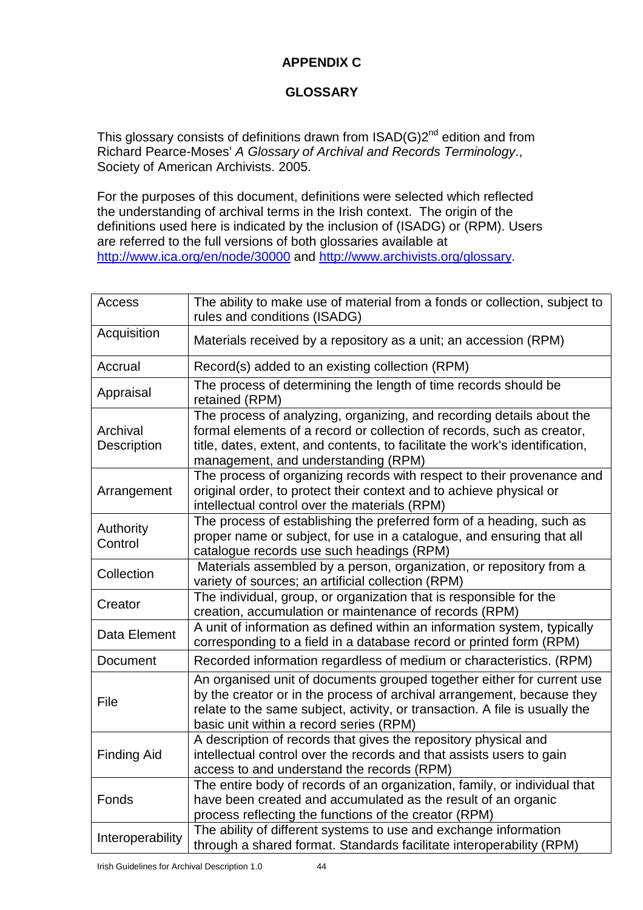# APPENDIX C

## GLOSSARY

This glossary consists of definitions drawn from ISAD(G)2[nd] edition and from Richard Pearce-Moses' *A Glossary of Archival and Records Terminology*., Society of American Archivists. 2005.

For the purposes of this document, definitions were selected which reflected the understanding of archival terms in the Irish context. The origin of the definitions used here is indicated by the inclusion of (ISADG) or (RPM). Users are referred to the full versions of both glossaries available at http://www.ica.org/en/node/30000 and http://www.archivists.org/glossary.

| | |
|---|---|
| Access | The ability to make use of material from a fonds or collection, subject to rules and conditions (ISADG) |
| Acquisition | Materials received by a repository as a unit; an accession (RPM) |
| Accrual | Record(s) added to an existing collection (RPM) |
| Appraisal | The process of determining the length of time records should be retained (RPM) |
| Archival Description | The process of analyzing, organizing, and recording details about the formal elements of a record or collection of records, such as creator, title, dates, extent, and contents, to facilitate the work's identification, management, and understanding (RPM) |
| Arrangement | The process of organizing records with respect to their provenance and original order, to protect their context and to achieve physical or intellectual control over the materials (RPM) |
| Authority Control | The process of establishing the preferred form of a heading, such as proper name or subject, for use in a catalogue, and ensuring that all catalogue records use such headings (RPM) |
| Collection | Materials assembled by a person, organization, or repository from a variety of sources; an artificial collection (RPM) |
| Creator | The individual, group, or organization that is responsible for the creation, accumulation or maintenance of records (RPM) |
| Data Element | A unit of information as defined within an information system, typically corresponding to a field in a database record or printed form (RPM) |
| Document | Recorded information regardless of medium or characteristics. (RPM) |
| File | An organised unit of documents grouped together either for current use by the creator or in the process of archival arrangement, because they relate to the same subject, activity, or transaction. A file is usually the basic unit within a record series (RPM) |
| Finding Aid | A description of records that gives the repository physical and intellectual control over the records and that assists users to gain access to and understand the records (RPM) |
| Fonds | The entire body of records of an organization, family, or individual that have been created and accumulated as the result of an organic process reflecting the functions of the creator (RPM) |
| Interoperability | The ability of different systems to use and exchange information through a shared format. Standards facilitate interoperability (RPM) |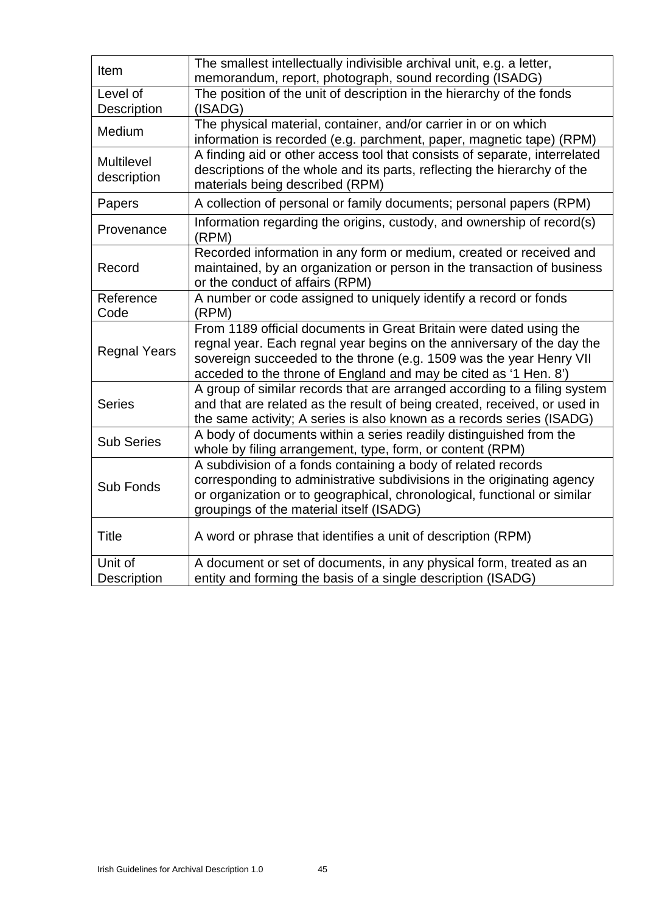| | |
|---|---|
| Item | The smallest intellectually indivisible archival unit, e.g. a letter, memorandum, report, photograph, sound recording (ISADG) |
| Level of Description | The position of the unit of description in the hierarchy of the fonds (ISADG) |
| Medium | The physical material, container, and/or carrier in or on which information is recorded (e.g. parchment, paper, magnetic tape) (RPM) |
| Multilevel description | A finding aid or other access tool that consists of separate, interrelated descriptions of the whole and its parts, reflecting the hierarchy of the materials being described (RPM) |
| Papers | A collection of personal or family documents; personal papers (RPM) |
| Provenance | Information regarding the origins, custody, and ownership of record(s) (RPM) |
| Record | Recorded information in any form or medium, created or received and maintained, by an organization or person in the transaction of business or the conduct of affairs (RPM) |
| Reference Code | A number or code assigned to uniquely identify a record or fonds (RPM) |
| Regnal Years | From 1189 official documents in Great Britain were dated using the regnal year. Each regnal year begins on the anniversary of the day the sovereign succeeded to the throne (e.g. 1509 was the year Henry VII acceded to the throne of England and may be cited as '1 Hen. 8') |
| Series | A group of similar records that are arranged according to a filing system and that are related as the result of being created, received, or used in the same activity; A series is also known as a records series (ISADG) |
| Sub Series | A body of documents within a series readily distinguished from the whole by filing arrangement, type, form, or content (RPM) |
| Sub Fonds | A subdivision of a fonds containing a body of related records corresponding to administrative subdivisions in the originating agency or organization or to geographical, chronological, functional or similar groupings of the material itself (ISADG) |
| Title | A word or phrase that identifies a unit of description (RPM) |
| Unit of Description | A document or set of documents, in any physical form, treated as an entity and forming the basis of a single description (ISADG) |